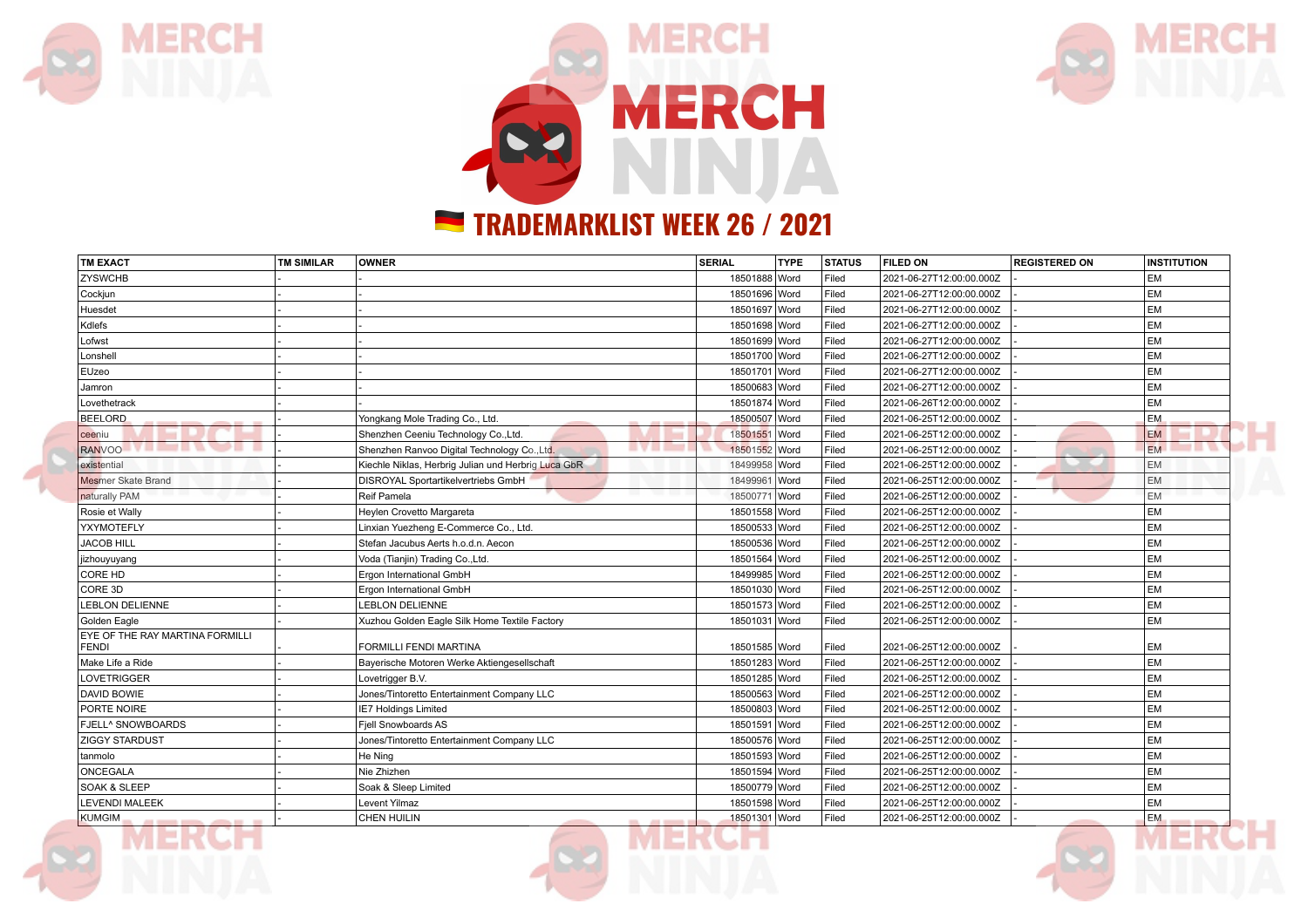# TRADEMARKLIST WEEK 26 / 2021

| TM EXACT | TM SIMILAR | OWNER | SERIAL | TYPE | STATUS | FILED ON | REGISTERED ON | INSTITUTION |
|---|---|---|---|---|---|---|---|---|
| ZYSWCHB | - | - | 18501888 | Word | Filed | 2021-06-27T12:00:00.000Z | - | EM |
| Cockjun | - | - | 18501696 | Word | Filed | 2021-06-27T12:00:00.000Z | - | EM |
| Huesdet | - | - | 18501697 | Word | Filed | 2021-06-27T12:00:00.000Z | - | EM |
| Kdlefs | - | - | 18501698 | Word | Filed | 2021-06-27T12:00:00.000Z | - | EM |
| Lofwst | - | - | 18501699 | Word | Filed | 2021-06-27T12:00:00.000Z | - | EM |
| Lonshell | - | - | 18501700 | Word | Filed | 2021-06-27T12:00:00.000Z | - | EM |
| EUzeo | - | - | 18501701 | Word | Filed | 2021-06-27T12:00:00.000Z | - | EM |
| Jamron | - | - | 18500683 | Word | Filed | 2021-06-27T12:00:00.000Z | - | EM |
| Lovethetrack | - | - | 18501874 | Word | Filed | 2021-06-26T12:00:00.000Z | - | EM |
| BEELORD | - | Yongkang Mole Trading Co., Ltd. | 18500507 | Word | Filed | 2021-06-25T12:00:00.000Z | - | EM |
| ceeniu | - | Shenzhen Ceeniu Technology Co.,Ltd. | 18501551 | Word | Filed | 2021-06-25T12:00:00.000Z | - | EM |
| RANVOO | - | Shenzhen Ranvoo Digital Technology Co.,Ltd. | 18501552 | Word | Filed | 2021-06-25T12:00:00.000Z | - | EM |
| existential | - | Kiechle Niklas, Herbrig Julian und Herbrig Luca GbR | 18499958 | Word | Filed | 2021-06-25T12:00:00.000Z | - | EM |
| Mesmer Skate Brand | - | DISROYAL Sportartikelvertriebs GmbH | 18499961 | Word | Filed | 2021-06-25T12:00:00.000Z | - | EM |
| naturally PAM | - | Reif Pamela | 18500771 | Word | Filed | 2021-06-25T12:00:00.000Z | - | EM |
| Rosie et Wally | - | Heylen Crovetto Margareta | 18501558 | Word | Filed | 2021-06-25T12:00:00.000Z | - | EM |
| YXYMOTEFLY | - | Linxian Yuezheng E-Commerce Co., Ltd. | 18500533 | Word | Filed | 2021-06-25T12:00:00.000Z | - | EM |
| JACOB HILL | - | Stefan Jacubus Aerts h.o.d.n. Aecon | 18500536 | Word | Filed | 2021-06-25T12:00:00.000Z | - | EM |
| jizhouyuyang | - | Voda (Tianjin) Trading Co.,Ltd. | 18501564 | Word | Filed | 2021-06-25T12:00:00.000Z | - | EM |
| CORE HD | - | Ergon International GmbH | 18499985 | Word | Filed | 2021-06-25T12:00:00.000Z | - | EM |
| CORE 3D | - | Ergon International GmbH | 18501030 | Word | Filed | 2021-06-25T12:00:00.000Z | - | EM |
| LEBLON DELIENNE | - | LEBLON DELIENNE | 18501573 | Word | Filed | 2021-06-25T12:00:00.000Z | - | EM |
| Golden Eagle | - | Xuzhou Golden Eagle Silk Home Textile Factory | 18501031 | Word | Filed | 2021-06-25T12:00:00.000Z | - | EM |
| EYE OF THE RAY MARTINA FORMILLI FENDI | - | FORMILLI FENDI MARTINA | 18501585 | Word | Filed | 2021-06-25T12:00:00.000Z | - | EM |
| Make Life a Ride | - | Bayerische Motoren Werke Aktiengesellschaft | 18501283 | Word | Filed | 2021-06-25T12:00:00.000Z | - | EM |
| LOVETRIGGER | - | Lovetrigger B.V. | 18501285 | Word | Filed | 2021-06-25T12:00:00.000Z | - | EM |
| DAVID BOWIE | - | Jones/Tintoretto Entertainment Company LLC | 18500563 | Word | Filed | 2021-06-25T12:00:00.000Z | - | EM |
| PORTE NOIRE | - | IE7 Holdings Limited | 18500803 | Word | Filed | 2021-06-25T12:00:00.000Z | - | EM |
| FJELL^ SNOWBOARDS | - | Fjell Snowboards AS | 18501591 | Word | Filed | 2021-06-25T12:00:00.000Z | - | EM |
| ZIGGY STARDUST | - | Jones/Tintoretto Entertainment Company LLC | 18500576 | Word | Filed | 2021-06-25T12:00:00.000Z | - | EM |
| tanmolo | - | He Ning | 18501593 | Word | Filed | 2021-06-25T12:00:00.000Z | - | EM |
| ONCEGALA | - | Nie Zhizhen | 18501594 | Word | Filed | 2021-06-25T12:00:00.000Z | - | EM |
| SOAK & SLEEP | - | Soak & Sleep Limited | 18500779 | Word | Filed | 2021-06-25T12:00:00.000Z | - | EM |
| LEVENDI MALEEK | - | Levent Yilmaz | 18501598 | Word | Filed | 2021-06-25T12:00:00.000Z | - | EM |
| KUMGIM | - | CHEN HUILIN | 18501301 | Word | Filed | 2021-06-25T12:00:00.000Z | - | EM |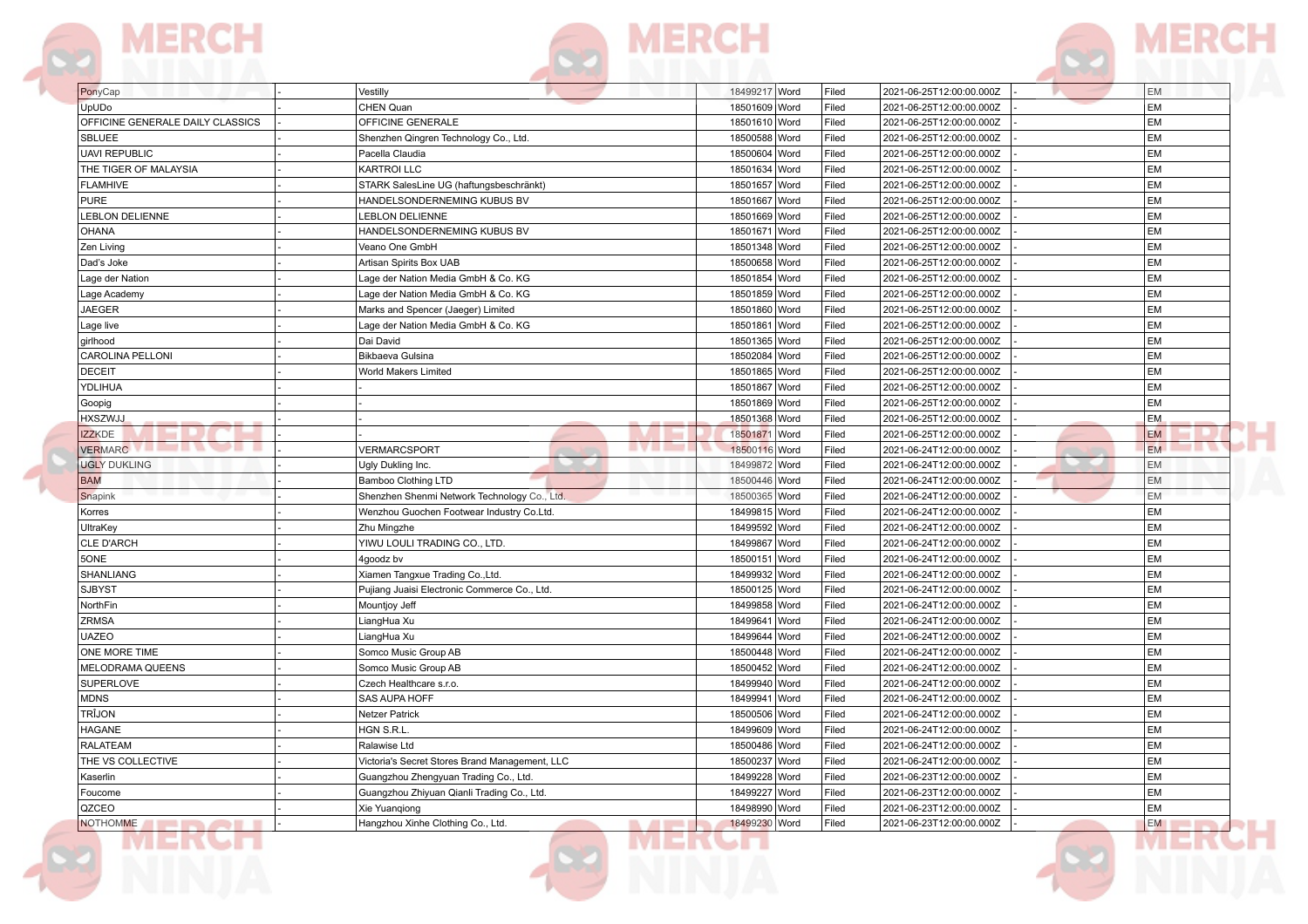| | | | | | | | | |
|---|---|---|---|---|---|---|---|---|
| PonyCap | - | Vestilly | 18499217 | Word | Filed | 2021-06-25T12:00:00.000Z | - | EM |
| UpUDo | - | CHEN Quan | 18501609 | Word | Filed | 2021-06-25T12:00:00.000Z | - | EM |
| OFFICINE GENERALE DAILY CLASSICS | - | OFFICINE GENERALE | 18501610 | Word | Filed | 2021-06-25T12:00:00.000Z | - | EM |
| SBLUEE | - | Shenzhen Qingren Technology Co., Ltd. | 18500588 | Word | Filed | 2021-06-25T12:00:00.000Z | - | EM |
| UAVI REPUBLIC | - | Pacella Claudia | 18500604 | Word | Filed | 2021-06-25T12:00:00.000Z | - | EM |
| THE TIGER OF MALAYSIA | - | KARTROI LLC | 18501634 | Word | Filed | 2021-06-25T12:00:00.000Z | - | EM |
| FLAMHIVE | - | STARK SalesLine UG (haftungsbeschränkt) | 18501657 | Word | Filed | 2021-06-25T12:00:00.000Z | - | EM |
| PURE | - | HANDELSONDERNEMING KUBUS BV | 18501667 | Word | Filed | 2021-06-25T12:00:00.000Z | - | EM |
| LEBLON DELIENNE | - | LEBLON DELIENNE | 18501669 | Word | Filed | 2021-06-25T12:00:00.000Z | - | EM |
| OHANA | - | HANDELSONDERNEMING KUBUS BV | 18501671 | Word | Filed | 2021-06-25T12:00:00.000Z | - | EM |
| Zen Living | - | Veano One GmbH | 18501348 | Word | Filed | 2021-06-25T12:00:00.000Z | - | EM |
| Dad's Joke | - | Artisan Spirits Box UAB | 18500658 | Word | Filed | 2021-06-25T12:00:00.000Z | - | EM |
| Lage der Nation | - | Lage der Nation Media GmbH & Co. KG | 18501854 | Word | Filed | 2021-06-25T12:00:00.000Z | - | EM |
| Lage Academy | - | Lage der Nation Media GmbH & Co. KG | 18501859 | Word | Filed | 2021-06-25T12:00:00.000Z | - | EM |
| JAEGER | - | Marks and Spencer (Jaeger) Limited | 18501860 | Word | Filed | 2021-06-25T12:00:00.000Z | - | EM |
| Lage live | - | Lage der Nation Media GmbH & Co. KG | 18501861 | Word | Filed | 2021-06-25T12:00:00.000Z | - | EM |
| girlhood | - | Dai David | 18501365 | Word | Filed | 2021-06-25T12:00:00.000Z | - | EM |
| CAROLINA PELLONI | - | Bikbaeva Gulsina | 18502084 | Word | Filed | 2021-06-25T12:00:00.000Z | - | EM |
| DECEIT | - | World Makers Limited | 18501865 | Word | Filed | 2021-06-25T12:00:00.000Z | - | EM |
| YDLIHUA | - | - | 18501867 | Word | Filed | 2021-06-25T12:00:00.000Z | - | EM |
| Goopig | - | - | 18501869 | Word | Filed | 2021-06-25T12:00:00.000Z | - | EM |
| HXSZWJJ | - | - | 18501368 | Word | Filed | 2021-06-25T12:00:00.000Z | - | EM |
| IZZKDE | - | - | 18501871 | Word | Filed | 2021-06-25T12:00:00.000Z | - | EM |
| VERMARC | - | VERMARCSPORT | 18500116 | Word | Filed | 2021-06-24T12:00:00.000Z | - | EM |
| UGLY DUKLING | - | Ugly Dukling Inc. | 18499872 | Word | Filed | 2021-06-24T12:00:00.000Z | - | EM |
| BAM | - | Bamboo Clothing LTD | 18500446 | Word | Filed | 2021-06-24T12:00:00.000Z | - | EM |
| Snapink | - | Shenzhen Shenmi Network Technology Co., Ltd. | 18500365 | Word | Filed | 2021-06-24T12:00:00.000Z | - | EM |
| Korres | - | Wenzhou Guochen Footwear Industry Co.Ltd. | 18499815 | Word | Filed | 2021-06-24T12:00:00.000Z | - | EM |
| UltraKey | - | Zhu Mingzhe | 18499592 | Word | Filed | 2021-06-24T12:00:00.000Z | - | EM |
| CLE D'ARCH | - | YIWU LOULI TRADING CO., LTD. | 18499867 | Word | Filed | 2021-06-24T12:00:00.000Z | - | EM |
| 5ONE | - | 4goodz bv | 18500151 | Word | Filed | 2021-06-24T12:00:00.000Z | - | EM |
| SHANLIANG | - | Xiamen Tangxue Trading Co.,Ltd. | 18499932 | Word | Filed | 2021-06-24T12:00:00.000Z | - | EM |
| SJBYST | - | Pujiang Juaisi Electronic Commerce Co., Ltd. | 18500125 | Word | Filed | 2021-06-24T12:00:00.000Z | - | EM |
| NorthFin | - | Mountjoy Jeff | 18499858 | Word | Filed | 2021-06-24T12:00:00.000Z | - | EM |
| ZRMSA | - | LiangHua Xu | 18499641 | Word | Filed | 2021-06-24T12:00:00.000Z | - | EM |
| UAZEO | - | LiangHua Xu | 18499644 | Word | Filed | 2021-06-24T12:00:00.000Z | - | EM |
| ONE MORE TIME | - | Somco Music Group AB | 18500448 | Word | Filed | 2021-06-24T12:00:00.000Z | - | EM |
| MELODRAMA QUEENS | - | Somco Music Group AB | 18500452 | Word | Filed | 2021-06-24T12:00:00.000Z | - | EM |
| SUPERLOVE | - | Czech Healthcare s.r.o. | 18499940 | Word | Filed | 2021-06-24T12:00:00.000Z | - | EM |
| MDNS | - | SAS AUPA HOFF | 18499941 | Word | Filed | 2021-06-24T12:00:00.000Z | - | EM |
| TRÏJON | - | Netzer Patrick | 18500506 | Word | Filed | 2021-06-24T12:00:00.000Z | - | EM |
| HAGANE | - | HGN S.R.L. | 18499609 | Word | Filed | 2021-06-24T12:00:00.000Z | - | EM |
| RALATEAM | - | Ralawise Ltd | 18500486 | Word | Filed | 2021-06-24T12:00:00.000Z | - | EM |
| THE VS COLLECTIVE | - | Victoria's Secret Stores Brand Management, LLC | 18500237 | Word | Filed | 2021-06-24T12:00:00.000Z | - | EM |
| Kaserlin | - | Guangzhou Zhengyuan Trading Co., Ltd. | 18499228 | Word | Filed | 2021-06-23T12:00:00.000Z | - | EM |
| Foucome | - | Guangzhou Zhiyuan Qianli Trading Co., Ltd. | 18499227 | Word | Filed | 2021-06-23T12:00:00.000Z | - | EM |
| QZCEO | - | Xie Yuanqiong | 18498990 | Word | Filed | 2021-06-23T12:00:00.000Z | - | EM |
| NOTHOMME | - | Hangzhou Xinhe Clothing Co., Ltd. | 18499230 | Word | Filed | 2021-06-23T12:00:00.000Z | - | EM |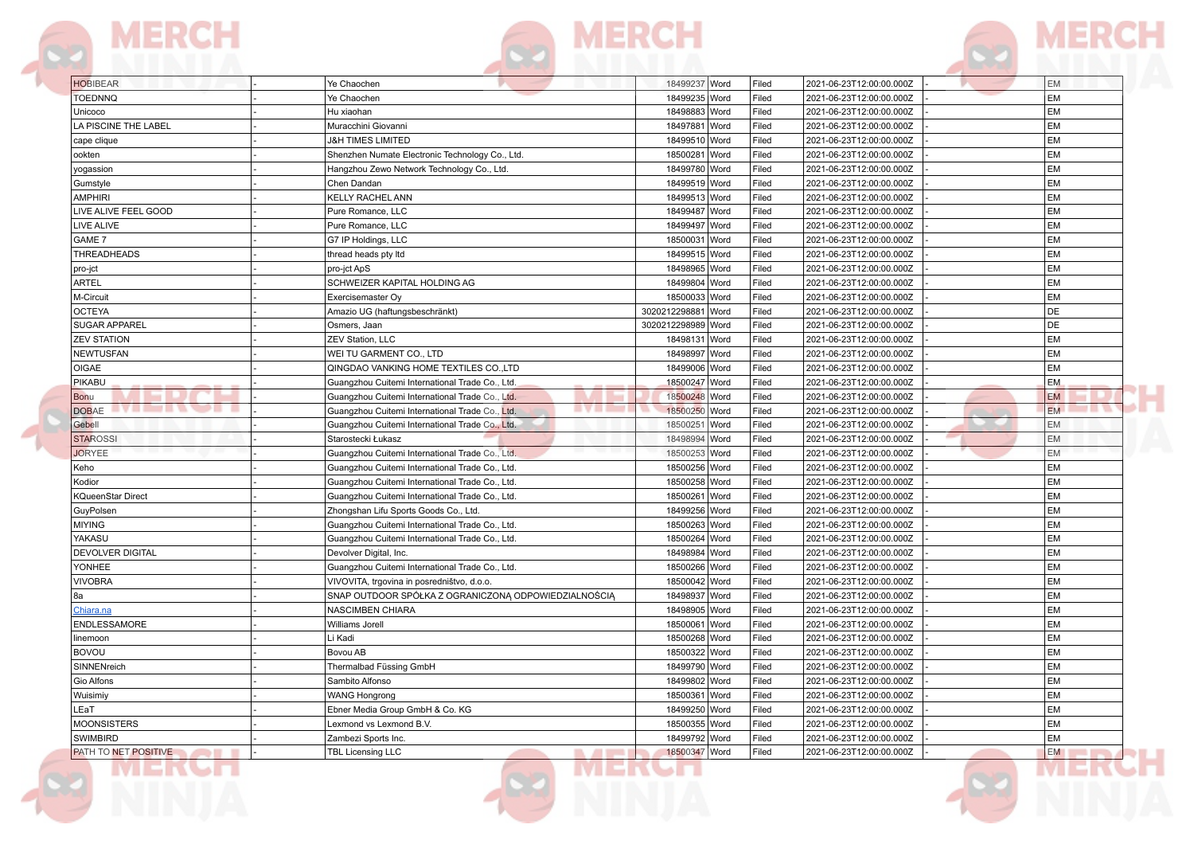| | | | | | | | | |
|---|---|---|---|---|---|---|---|---|
| HOBIBEAR | - | Ye Chaochen | 18499237 | Word | Filed | 2021-06-23T12:00:00.000Z | - | EM |
| TOEDNNQ | - | Ye Chaochen | 18499235 | Word | Filed | 2021-06-23T12:00:00.000Z | - | EM |
| Unicoco | - | Hu xiaohan | 18498883 | Word | Filed | 2021-06-23T12:00:00.000Z | - | EM |
| LA PISCINE THE LABEL | - | Muracchini Giovanni | 18497881 | Word | Filed | 2021-06-23T12:00:00.000Z | - | EM |
| cape clique | - | J&H TIMES LIMITED | 18499510 | Word | Filed | 2021-06-23T12:00:00.000Z | - | EM |
| ookten | - | Shenzhen Numate Electronic Technology Co., Ltd. | 18500281 | Word | Filed | 2021-06-23T12:00:00.000Z | - | EM |
| yogassion | - | Hangzhou Zewo Network Technology Co., Ltd. | 18499780 | Word | Filed | 2021-06-23T12:00:00.000Z | - | EM |
| Gumstyle | - | Chen Dandan | 18499519 | Word | Filed | 2021-06-23T12:00:00.000Z | - | EM |
| AMPHIRI | - | KELLY RACHEL ANN | 18499513 | Word | Filed | 2021-06-23T12:00:00.000Z | - | EM |
| LIVE ALIVE FEEL GOOD | - | Pure Romance, LLC | 18499487 | Word | Filed | 2021-06-23T12:00:00.000Z | - | EM |
| LIVE ALIVE | - | Pure Romance, LLC | 18499497 | Word | Filed | 2021-06-23T12:00:00.000Z | - | EM |
| GAME 7 | - | G7 IP Holdings, LLC | 18500031 | Word | Filed | 2021-06-23T12:00:00.000Z | - | EM |
| THREADHEADS | - | thread heads pty ltd | 18499515 | Word | Filed | 2021-06-23T12:00:00.000Z | - | EM |
| pro-jct | - | pro-jct ApS | 18498965 | Word | Filed | 2021-06-23T12:00:00.000Z | - | EM |
| ARTEL | - | SCHWEIZER KAPITAL HOLDING AG | 18499804 | Word | Filed | 2021-06-23T12:00:00.000Z | - | EM |
| M-Circuit | - | Exercisemaster Oy | 18500033 | Word | Filed | 2021-06-23T12:00:00.000Z | - | EM |
| OCTEYA | - | Amazio UG (haftungsbeschränkt) | 3020212298881 | Word | Filed | 2021-06-23T12:00:00.000Z | - | DE |
| SUGAR APPAREL | - | Osmers, Jaan | 3020212298989 | Word | Filed | 2021-06-23T12:00:00.000Z | - | DE |
| ZEV STATION | - | ZEV Station, LLC | 18498131 | Word | Filed | 2021-06-23T12:00:00.000Z | - | EM |
| NEWTUSFAN | - | WEI TU GARMENT CO., LTD | 18498997 | Word | Filed | 2021-06-23T12:00:00.000Z | - | EM |
| OIGAE | - | QINGDAO VANKING HOME TEXTILES CO.,LTD | 18499006 | Word | Filed | 2021-06-23T12:00:00.000Z | - | EM |
| PIKABU | - | Guangzhou Cuitemi International Trade Co., Ltd. | 18500247 | Word | Filed | 2021-06-23T12:00:00.000Z | - | EM |
| Bonu | - | Guangzhou Cuitemi International Trade Co., Ltd. | 18500248 | Word | Filed | 2021-06-23T12:00:00.000Z | - | EM |
| DOBAE | - | Guangzhou Cuitemi International Trade Co., Ltd. | 18500250 | Word | Filed | 2021-06-23T12:00:00.000Z | - | EM |
| Gebell | - | Guangzhou Cuitemi International Trade Co., Ltd. | 18500251 | Word | Filed | 2021-06-23T12:00:00.000Z | - | EM |
| STAROSSI | - | Starostecki Łukasz | 18498994 | Word | Filed | 2021-06-23T12:00:00.000Z | - | EM |
| JORYEE | - | Guangzhou Cuitemi International Trade Co., Ltd. | 18500253 | Word | Filed | 2021-06-23T12:00:00.000Z | - | EM |
| Keho | - | Guangzhou Cuitemi International Trade Co., Ltd. | 18500256 | Word | Filed | 2021-06-23T12:00:00.000Z | - | EM |
| Kodior | - | Guangzhou Cuitemi International Trade Co., Ltd. | 18500258 | Word | Filed | 2021-06-23T12:00:00.000Z | - | EM |
| KQueenStar Direct | - | Guangzhou Cuitemi International Trade Co., Ltd. | 18500261 | Word | Filed | 2021-06-23T12:00:00.000Z | - | EM |
| GuyPolsen | - | Zhongshan Lifu Sports Goods Co., Ltd. | 18499256 | Word | Filed | 2021-06-23T12:00:00.000Z | - | EM |
| MIYING | - | Guangzhou Cuitemi International Trade Co., Ltd. | 18500263 | Word | Filed | 2021-06-23T12:00:00.000Z | - | EM |
| YAKASU | - | Guangzhou Cuitemi International Trade Co., Ltd. | 18500264 | Word | Filed | 2021-06-23T12:00:00.000Z | - | EM |
| DEVOLVER DIGITAL | - | Devolver Digital, Inc. | 18498984 | Word | Filed | 2021-06-23T12:00:00.000Z | - | EM |
| YONHEE | - | Guangzhou Cuitemi International Trade Co., Ltd. | 18500266 | Word | Filed | 2021-06-23T12:00:00.000Z | - | EM |
| VIVOBRA | - | VIVOVITA, trgovina in posredništvo, d.o.o. | 18500042 | Word | Filed | 2021-06-23T12:00:00.000Z | - | EM |
| 8a | - | SNAP OUTDOOR SPÓŁKA Z OGRANICZONĄ ODPOWIEDZIALNOŚCIĄ | 18498937 | Word | Filed | 2021-06-23T12:00:00.000Z | - | EM |
| Chiara.na | - | NASCIMBEN CHIARA | 18498905 | Word | Filed | 2021-06-23T12:00:00.000Z | - | EM |
| ENDLESSAMORE | - | Williams Jorell | 18500061 | Word | Filed | 2021-06-23T12:00:00.000Z | - | EM |
| linemoon | - | Li Kadi | 18500268 | Word | Filed | 2021-06-23T12:00:00.000Z | - | EM |
| BOVOU | - | Bovou AB | 18500322 | Word | Filed | 2021-06-23T12:00:00.000Z | - | EM |
| SINNENreich | - | Thermalbad Füssing GmbH | 18499790 | Word | Filed | 2021-06-23T12:00:00.000Z | - | EM |
| Gio Alfons | - | Sambito Alfonso | 18499802 | Word | Filed | 2021-06-23T12:00:00.000Z | - | EM |
| Wuisimiy | - | WANG Hongrong | 18500361 | Word | Filed | 2021-06-23T12:00:00.000Z | - | EM |
| LEaT | - | Ebner Media Group GmbH & Co. KG | 18499250 | Word | Filed | 2021-06-23T12:00:00.000Z | - | EM |
| MOONSISTERS | - | Lexmond vs Lexmond B.V. | 18500355 | Word | Filed | 2021-06-23T12:00:00.000Z | - | EM |
| SWIMBIRD | - | Zambezi Sports Inc. | 18499792 | Word | Filed | 2021-06-23T12:00:00.000Z | - | EM |
| PATH TO NET POSITIVE | - | TBL Licensing LLC | 18500347 | Word | Filed | 2021-06-23T12:00:00.000Z | - | EM |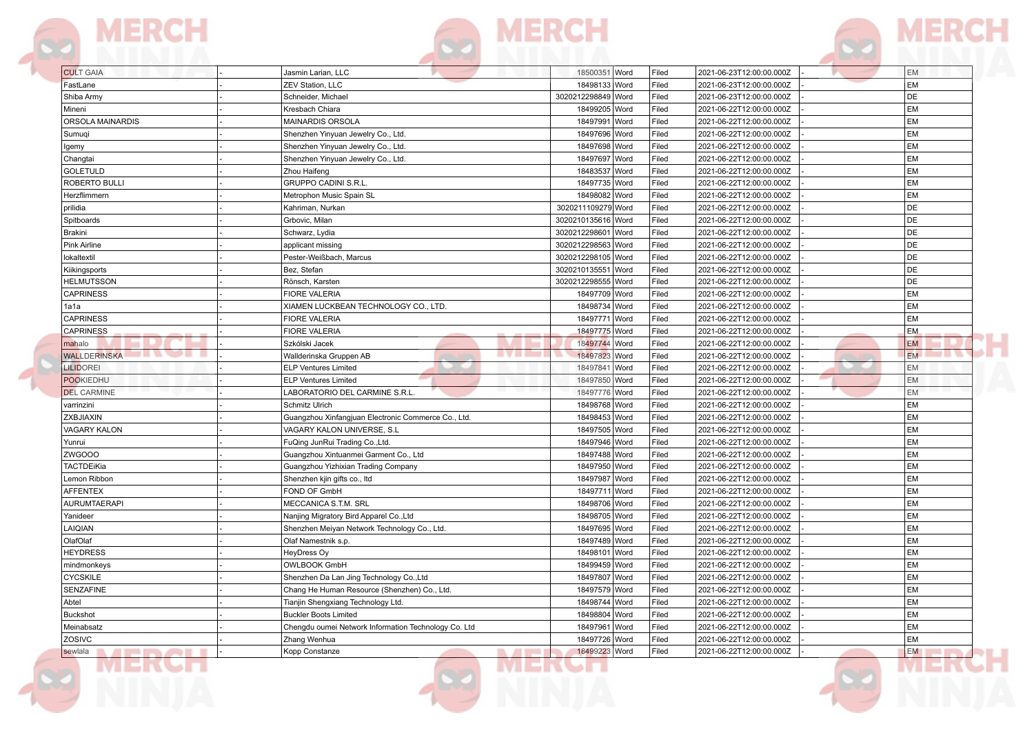| CULT GAIA | - | Jasmin Larian, LLC | 18500351 | Word | Filed | 2021-06-23T12:00:00.000Z | - | EM |
|---|---|---|---|---|---|---|---|---|
| FastLane | - | ZEV Station, LLC | 18498133 | Word | Filed | 2021-06-23T12:00:00.000Z | - | EM |
| Shiba Army | - | Schneider, Michael | 3020212298849 | Word | Filed | 2021-06-23T12:00:00.000Z | - | DE |
| Mineni | - | Kresbach Chiara | 18499205 | Word | Filed | 2021-06-22T12:00:00.000Z | - | EM |
| ORSOLA MAINARDIS | - | MAINARDIS ORSOLA | 18497991 | Word | Filed | 2021-06-22T12:00:00.000Z | - | EM |
| Sumuqi | - | Shenzhen Yinyuan Jewelry Co., Ltd. | 18497696 | Word | Filed | 2021-06-22T12:00:00.000Z | - | EM |
| Igemy | - | Shenzhen Yinyuan Jewelry Co., Ltd. | 18497698 | Word | Filed | 2021-06-22T12:00:00.000Z | - | EM |
| Changtai | - | Shenzhen Yinyuan Jewelry Co., Ltd. | 18497697 | Word | Filed | 2021-06-22T12:00:00.000Z | - | EM |
| GOLETULD | - | Zhou Haifeng | 18483537 | Word | Filed | 2021-06-22T12:00:00.000Z | - | EM |
| ROBERTO BULLI | - | GRUPPO CADINI S.R.L. | 18497735 | Word | Filed | 2021-06-22T12:00:00.000Z | - | EM |
| Herzflimmern | - | Metrophon Music Spain SL | 18498082 | Word | Filed | 2021-06-22T12:00:00.000Z | - | EM |
| prilidia | - | Kahriman, Nurkan | 3020211109279 | Word | Filed | 2021-06-22T12:00:00.000Z | - | DE |
| Spitboards | - | Grbovic, Milan | 3020210135616 | Word | Filed | 2021-06-22T12:00:00.000Z | - | DE |
| Brakini | - | Schwarz, Lydia | 3020212298601 | Word | Filed | 2021-06-22T12:00:00.000Z | - | DE |
| Pink Airline | - | applicant missing | 3020212298563 | Word | Filed | 2021-06-22T12:00:00.000Z | - | DE |
| lokaltextil | - | Pester-Weißbach, Marcus | 3020212298105 | Word | Filed | 2021-06-22T12:00:00.000Z | - | DE |
| Kiikingsports | - | Bez, Stefan | 3020210135551 | Word | Filed | 2021-06-22T12:00:00.000Z | - | DE |
| HELMUTSSON | - | Rönsch, Karsten | 3020212298555 | Word | Filed | 2021-06-22T12:00:00.000Z | - | DE |
| CAPRINESS | - | FIORE VALERIA | 18497709 | Word | Filed | 2021-06-22T12:00:00.000Z | - | EM |
| 1a1a | - | XIAMEN LUCKBEAN TECHNOLOGY CO., LTD. | 18498734 | Word | Filed | 2021-06-22T12:00:00.000Z | - | EM |
| CAPRINESS | - | FIORE VALERIA | 18497771 | Word | Filed | 2021-06-22T12:00:00.000Z | - | EM |
| CAPRINESS | - | FIORE VALERIA | 18497775 | Word | Filed | 2021-06-22T12:00:00.000Z | - | EM |
| mahalo | - | Szkólski Jacek | 18497744 | Word | Filed | 2021-06-22T12:00:00.000Z | - | EM |
| WALLDERINSKA | - | Wallderinska Gruppen AB | 18497823 | Word | Filed | 2021-06-22T12:00:00.000Z | - | EM |
| LILIDOREI | - | ELP Ventures Limited | 18497841 | Word | Filed | 2021-06-22T12:00:00.000Z | - | EM |
| POOKIEDHU | - | ELP Ventures Limited | 18497850 | Word | Filed | 2021-06-22T12:00:00.000Z | - | EM |
| DEL CARMINE | - | LABORATORIO DEL CARMINE S.R.L. | 18497776 | Word | Filed | 2021-06-22T12:00:00.000Z | - | EM |
| varrinzini | - | Schmitz Ulrich | 18498768 | Word | Filed | 2021-06-22T12:00:00.000Z | - | EM |
| ZXBJIAXIN | - | Guangzhou Xinfangjuan Electronic Commerce Co., Ltd. | 18498453 | Word | Filed | 2021-06-22T12:00:00.000Z | - | EM |
| VAGARY KALON | - | VAGARY KALON UNIVERSE, S.L | 18497505 | Word | Filed | 2021-06-22T12:00:00.000Z | - | EM |
| Yunrui | - | FuQing JunRui Trading Co.,Ltd. | 18497946 | Word | Filed | 2021-06-22T12:00:00.000Z | - | EM |
| ZWGOOO | - | Guangzhou Xintuanmei Garment Co., Ltd | 18497488 | Word | Filed | 2021-06-22T12:00:00.000Z | - | EM |
| TACTDEiKia | - | Guangzhou Yizhixian Trading Company | 18497950 | Word | Filed | 2021-06-22T12:00:00.000Z | - | EM |
| Lemon Ribbon | - | Shenzhen kjin gifts co., ltd | 18497987 | Word | Filed | 2021-06-22T12:00:00.000Z | - | EM |
| AFFENTEX | - | FOND OF GmbH | 18497711 | Word | Filed | 2021-06-22T12:00:00.000Z | - | EM |
| AURUMTAERAPI | - | MECCANICA S.T.M. SRL | 18498706 | Word | Filed | 2021-06-22T12:00:00.000Z | - | EM |
| Yanideer | - | Nanjing Migratory Bird Apparel Co.,Ltd | 18498705 | Word | Filed | 2021-06-22T12:00:00.000Z | - | EM |
| LAIQIAN | - | Shenzhen Meiyan Network Technology Co., Ltd. | 18497695 | Word | Filed | 2021-06-22T12:00:00.000Z | - | EM |
| OlafOlaf | - | Olaf Namestnik s.p. | 18497489 | Word | Filed | 2021-06-22T12:00:00.000Z | - | EM |
| HEYDRESS | - | HeyDress Oy | 18498101 | Word | Filed | 2021-06-22T12:00:00.000Z | - | EM |
| mindmonkeys | - | OWLBOOK GmbH | 18499459 | Word | Filed | 2021-06-22T12:00:00.000Z | - | EM |
| CYCSKILE | - | Shenzhen Da Lan Jing Technology Co.,Ltd | 18497807 | Word | Filed | 2021-06-22T12:00:00.000Z | - | EM |
| SENZAFINE | - | Chang He Human Resource (Shenzhen) Co., Ltd. | 18497579 | Word | Filed | 2021-06-22T12:00:00.000Z | - | EM |
| Abtel | - | Tianjin Shengxiang Technology Ltd. | 18498744 | Word | Filed | 2021-06-22T12:00:00.000Z | - | EM |
| Buckshot | - | Buckler Boots Limited | 18498804 | Word | Filed | 2021-06-22T12:00:00.000Z | - | EM |
| Meinabsatz | - | Chengdu oumei Network Information Technology Co. Ltd | 18497961 | Word | Filed | 2021-06-22T12:00:00.000Z | - | EM |
| ZOSIVC | - | Zhang Wenhua | 18497726 | Word | Filed | 2021-06-22T12:00:00.000Z | - | EM |
| sewlala | - | Kopp Constanze | 18499223 | Word | Filed | 2021-06-22T12:00:00.000Z | - | EM |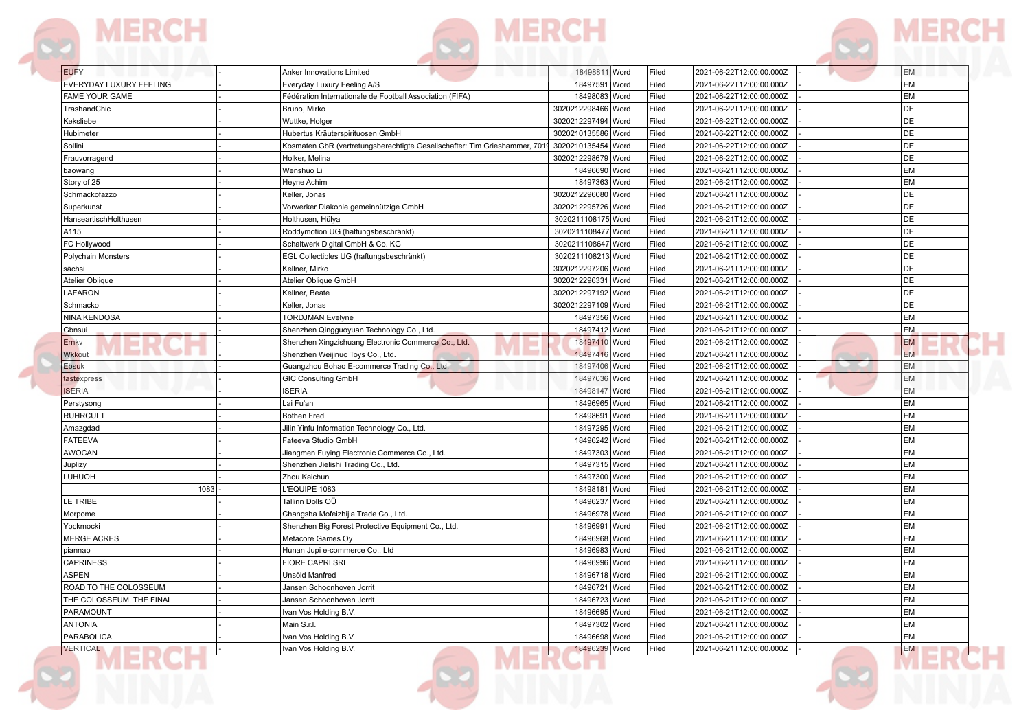| EUFY | - | Anker Innovations Limited | 18498811 | Word | Filed | 2021-06-22T12:00:00.000Z | - | EM |
|---|---|---|---|---|---|---|---|---|
| EVERYDAY LUXURY FEELING | - | Everyday Luxury Feeling A/S | 18497591 | Word | Filed | 2021-06-22T12:00:00.000Z | - | EM |
| FAME YOUR GAME | - | Fédération Internationale de Football Association (FIFA) | 18498083 | Word | Filed | 2021-06-22T12:00:00.000Z | - | EM |
| TrashandChic | - | Bruno, Mirko | 3020212298466 | Word | Filed | 2021-06-22T12:00:00.000Z | - | DE |
| Keksliebe | - | Wuttke, Holger | 3020212297494 | Word | Filed | 2021-06-22T12:00:00.000Z | - | DE |
| Hubimeter | - | Hubertus Kräuterspirituosen GmbH | 3020210135586 | Word | Filed | 2021-06-22T12:00:00.000Z | - | DE |
| Sollini | - | Kosmaten GbR (vertretungsberechtigte Gesellschafter: Tim Grieshammer, 701 | 3020210135454 | Word | Filed | 2021-06-22T12:00:00.000Z | - | DE |
| Frauvorragend | - | Holker, Melina | 3020212298679 | Word | Filed | 2021-06-22T12:00:00.000Z | - | DE |
| baowang | - | Wenshuo Li | 18496690 | Word | Filed | 2021-06-21T12:00:00.000Z | - | EM |
| Story of 25 | - | Heyne Achim | 18497363 | Word | Filed | 2021-06-21T12:00:00.000Z | - | EM |
| Schmackofazzo | - | Keller, Jonas | 3020212296080 | Word | Filed | 2021-06-21T12:00:00.000Z | - | DE |
| Superkunst | - | Vorwerker Diakonie gemeinnützige GmbH | 3020212295726 | Word | Filed | 2021-06-21T12:00:00.000Z | - | DE |
| HanseartischHolthusen | - | Holthusen, Hülya | 3020211108175 | Word | Filed | 2021-06-21T12:00:00.000Z | - | DE |
| A115 | - | Roddymotion UG (haftungsbeschränkt) | 3020211108477 | Word | Filed | 2021-06-21T12:00:00.000Z | - | DE |
| FC Hollywood | - | Schaltwerk Digital GmbH & Co. KG | 3020211108647 | Word | Filed | 2021-06-21T12:00:00.000Z | - | DE |
| Polychain Monsters | - | EGL Collectibles UG (haftungsbeschränkt) | 3020211108213 | Word | Filed | 2021-06-21T12:00:00.000Z | - | DE |
| sächsi | - | Kellner, Mirko | 3020212297206 | Word | Filed | 2021-06-21T12:00:00.000Z | - | DE |
| Atelier Oblique | - | Atelier Oblique GmbH | 3020212296331 | Word | Filed | 2021-06-21T12:00:00.000Z | - | DE |
| LAFARON | - | Kellner, Beate | 3020212297192 | Word | Filed | 2021-06-21T12:00:00.000Z | - | DE |
| Schmacko | - | Keller, Jonas | 3020212297109 | Word | Filed | 2021-06-21T12:00:00.000Z | - | DE |
| NINA KENDOSA | - | TORDJMAN Evelyne | 18497356 | Word | Filed | 2021-06-21T12:00:00.000Z | - | EM |
| Gbnsui | - | Shenzhen Qingguoyuan Technology Co., Ltd. | 18497412 | Word | Filed | 2021-06-21T12:00:00.000Z | - | EM |
| Ernkv | - | Shenzhen Xingzishuang Electronic Commerce Co., Ltd. | 18497410 | Word | Filed | 2021-06-21T12:00:00.000Z | - | EM |
| Wkkout | - | Shenzhen Weijinuo Toys Co., Ltd. | 18497416 | Word | Filed | 2021-06-21T12:00:00.000Z | - | EM |
| Ebsuk | - | Guangzhou Bohao E-commerce Trading Co., Ltd. | 18497406 | Word | Filed | 2021-06-21T12:00:00.000Z | - | EM |
| tastexpress | - | GIC Consulting GmbH | 18497036 | Word | Filed | 2021-06-21T12:00:00.000Z | - | EM |
| ISERIA | - | ISERIA | 18498147 | Word | Filed | 2021-06-21T12:00:00.000Z | - | EM |
| Perstysong | - | Lai Fu'an | 18496965 | Word | Filed | 2021-06-21T12:00:00.000Z | - | EM |
| RUHRCULT | - | Bothen Fred | 18498691 | Word | Filed | 2021-06-21T12:00:00.000Z | - | EM |
| Amazgdad | - | Jilin Yinfu Information Technology Co., Ltd. | 18497295 | Word | Filed | 2021-06-21T12:00:00.000Z | - | EM |
| FATEEVA | - | Fateeva Studio GmbH | 18496242 | Word | Filed | 2021-06-21T12:00:00.000Z | - | EM |
| AWOCAN | - | Jiangmen Fuying Electronic Commerce Co., Ltd. | 18497303 | Word | Filed | 2021-06-21T12:00:00.000Z | - | EM |
| Juplizy | - | Shenzhen Jielishi Trading Co., Ltd. | 18497315 | Word | Filed | 2021-06-21T12:00:00.000Z | - | EM |
| LUHUOH | - | Zhou Kaichun | 18497300 | Word | Filed | 2021-06-21T12:00:00.000Z | - | EM |
| 1083 | - | L'EQUIPE 1083 | 18498181 | Word | Filed | 2021-06-21T12:00:00.000Z | - | EM |
| LE TRIBE | - | Tallinn Dolls OÜ | 18496237 | Word | Filed | 2021-06-21T12:00:00.000Z | - | EM |
| Morpome | - | Changsha Mofeizhijia Trade Co., Ltd. | 18496978 | Word | Filed | 2021-06-21T12:00:00.000Z | - | EM |
| Yockmocki | - | Shenzhen Big Forest Protective Equipment Co., Ltd. | 18496991 | Word | Filed | 2021-06-21T12:00:00.000Z | - | EM |
| MERGE ACRES | - | Metacore Games Oy | 18496968 | Word | Filed | 2021-06-21T12:00:00.000Z | - | EM |
| piannao | - | Hunan Jupi e-commerce Co., Ltd | 18496983 | Word | Filed | 2021-06-21T12:00:00.000Z | - | EM |
| CAPRINESS | - | FIORE CAPRI SRL | 18496996 | Word | Filed | 2021-06-21T12:00:00.000Z | - | EM |
| ASPEN | - | Unsöld Manfred | 18496718 | Word | Filed | 2021-06-21T12:00:00.000Z | - | EM |
| ROAD TO THE COLOSSEUM | - | Jansen Schoonhoven Jorrit | 18496721 | Word | Filed | 2021-06-21T12:00:00.000Z | - | EM |
| THE COLOSSEUM, THE FINAL | - | Jansen Schoonhoven Jorrit | 18496723 | Word | Filed | 2021-06-21T12:00:00.000Z | - | EM |
| PARAMOUNT | - | Ivan Vos Holding B.V. | 18496695 | Word | Filed | 2021-06-21T12:00:00.000Z | - | EM |
| ANTONIA | - | Main S.r.l. | 18497302 | Word | Filed | 2021-06-21T12:00:00.000Z | - | EM |
| PARABOLICA | - | Ivan Vos Holding B.V. | 18496698 | Word | Filed | 2021-06-21T12:00:00.000Z | - | EM |
| VERTICAL | - | Ivan Vos Holding B.V. | 18496239 | Word | Filed | 2021-06-21T12:00:00.000Z | - | EM |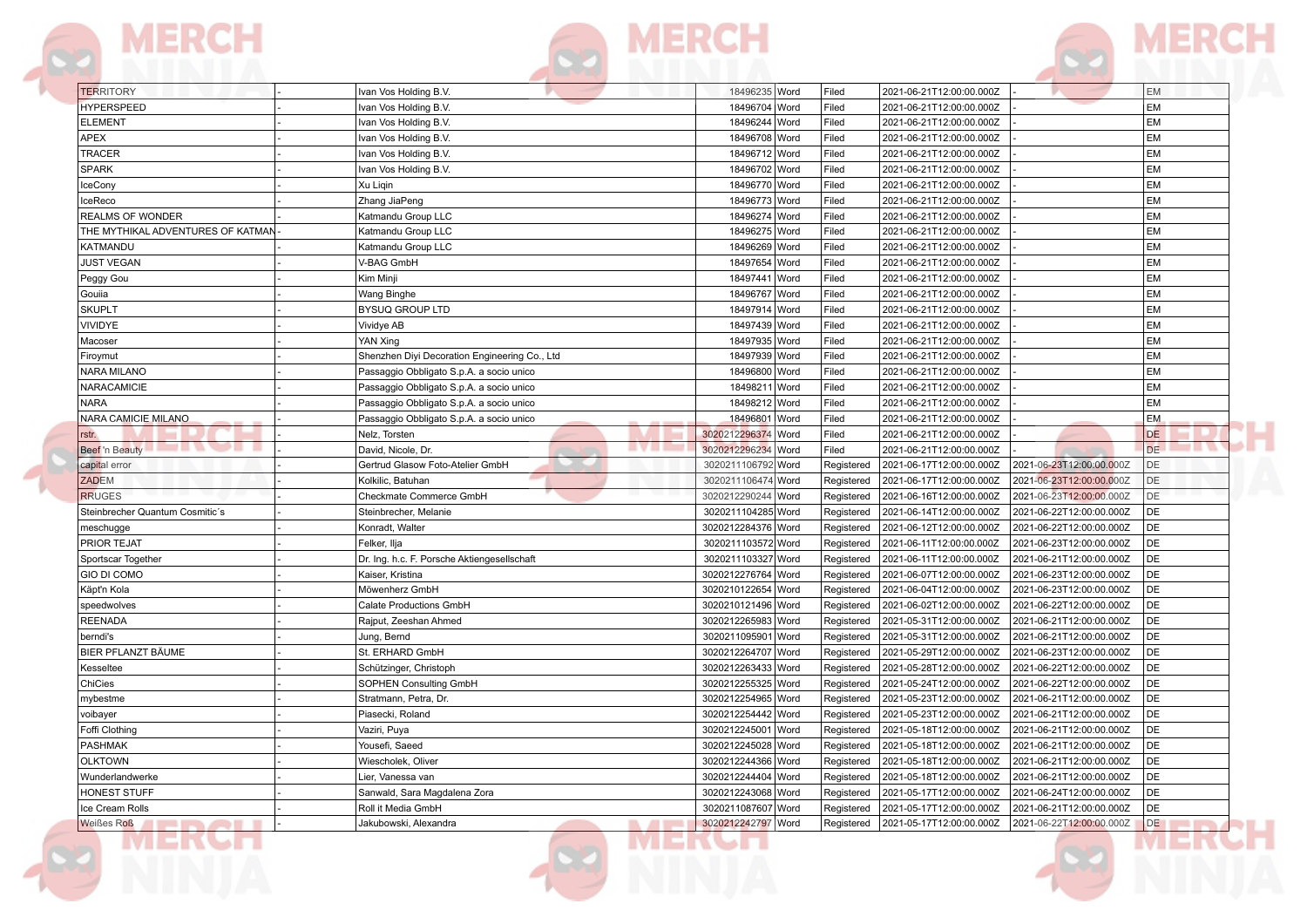| | | | | | | | | |
|---|---|---|---|---|---|---|---|---|
| TERRITORY | - | Ivan Vos Holding B.V. | 18496235 | Word | Filed | 2021-06-21T12:00:00.000Z | - | EM |
| HYPERSPEED | - | Ivan Vos Holding B.V. | 18496704 | Word | Filed | 2021-06-21T12:00:00.000Z | - | EM |
| ELEMENT | - | Ivan Vos Holding B.V. | 18496244 | Word | Filed | 2021-06-21T12:00:00.000Z | - | EM |
| APEX | - | Ivan Vos Holding B.V. | 18496708 | Word | Filed | 2021-06-21T12:00:00.000Z | - | EM |
| TRACER | - | Ivan Vos Holding B.V. | 18496712 | Word | Filed | 2021-06-21T12:00:00.000Z | - | EM |
| SPARK | - | Ivan Vos Holding B.V. | 18496702 | Word | Filed | 2021-06-21T12:00:00.000Z | - | EM |
| IceCony | - | Xu Liqin | 18496770 | Word | Filed | 2021-06-21T12:00:00.000Z | - | EM |
| IceReco | - | Zhang JiaPeng | 18496773 | Word | Filed | 2021-06-21T12:00:00.000Z | - | EM |
| REALMS OF WONDER | - | Katmandu Group LLC | 18496274 | Word | Filed | 2021-06-21T12:00:00.000Z | - | EM |
| THE MYTHIKAL ADVENTURES OF KATMAN | - | Katmandu Group LLC | 18496275 | Word | Filed | 2021-06-21T12:00:00.000Z | - | EM |
| KATMANDU | - | Katmandu Group LLC | 18496269 | Word | Filed | 2021-06-21T12:00:00.000Z | - | EM |
| JUST VEGAN | - | V-BAG GmbH | 18497654 | Word | Filed | 2021-06-21T12:00:00.000Z | - | EM |
| Peggy Gou | - | Kim Minji | 18497441 | Word | Filed | 2021-06-21T12:00:00.000Z | - | EM |
| Gouiia | - | Wang Binghe | 18496767 | Word | Filed | 2021-06-21T12:00:00.000Z | - | EM |
| SKUPLT | - | BYSUQ GROUP LTD | 18497914 | Word | Filed | 2021-06-21T12:00:00.000Z | - | EM |
| VIVIDYE | - | Vividye AB | 18497439 | Word | Filed | 2021-06-21T12:00:00.000Z | - | EM |
| Macoser | - | YAN Xing | 18497935 | Word | Filed | 2021-06-21T12:00:00.000Z | - | EM |
| Firoymut | - | Shenzhen Diyi Decoration Engineering Co., Ltd | 18497939 | Word | Filed | 2021-06-21T12:00:00.000Z | - | EM |
| NARA MILANO | - | Passaggio Obbligato S.p.A. a socio unico | 18496800 | Word | Filed | 2021-06-21T12:00:00.000Z | - | EM |
| NARACAMICIE | - | Passaggio Obbligato S.p.A. a socio unico | 18498211 | Word | Filed | 2021-06-21T12:00:00.000Z | - | EM |
| NARA | - | Passaggio Obbligato S.p.A. a socio unico | 18498212 | Word | Filed | 2021-06-21T12:00:00.000Z | - | EM |
| NARA CAMICIE MILANO | - | Passaggio Obbligato S.p.A. a socio unico | 18496801 | Word | Filed | 2021-06-21T12:00:00.000Z | - | EM |
| rstr. | - | Nelz, Torsten | 3020212296374 | Word | Filed | 2021-06-21T12:00:00.000Z | - | DE |
| Beef 'n Beauty | - | David, Nicole, Dr. | 3020212296234 | Word | Filed | 2021-06-21T12:00:00.000Z | - | DE |
| capital error | - | Gertrud Glasow Foto-Atelier GmbH | 3020211106792 | Word | Registered | 2021-06-17T12:00:00.000Z | 2021-06-23T12:00:00.000Z | DE |
| ZADEM | - | Kolkilic, Batuhan | 3020211106474 | Word | Registered | 2021-06-17T12:00:00.000Z | 2021-06-23T12:00:00.000Z | DE |
| RRUGES | - | Checkmate Commerce GmbH | 3020212290244 | Word | Registered | 2021-06-16T12:00:00.000Z | 2021-06-23T12:00:00.000Z | DE |
| Steinbrecher Quantum Cosmitic´s | - | Steinbrecher, Melanie | 3020211104285 | Word | Registered | 2021-06-14T12:00:00.000Z | 2021-06-22T12:00:00.000Z | DE |
| meschugge | - | Konradt, Walter | 3020212284376 | Word | Registered | 2021-06-12T12:00:00.000Z | 2021-06-22T12:00:00.000Z | DE |
| PRIOR TEJAT | - | Felker, Ilja | 3020211103572 | Word | Registered | 2021-06-11T12:00:00.000Z | 2021-06-23T12:00:00.000Z | DE |
| Sportscar Together | - | Dr. Ing. h.c. F. Porsche Aktiengesellschaft | 3020211103327 | Word | Registered | 2021-06-11T12:00:00.000Z | 2021-06-21T12:00:00.000Z | DE |
| GIO DI COMO | - | Kaiser, Kristina | 3020212276764 | Word | Registered | 2021-06-07T12:00:00.000Z | 2021-06-23T12:00:00.000Z | DE |
| Käpt'n Kola | - | Möwenherz GmbH | 3020210122654 | Word | Registered | 2021-06-04T12:00:00.000Z | 2021-06-23T12:00:00.000Z | DE |
| speedwolves | - | Calate Productions GmbH | 3020210121496 | Word | Registered | 2021-06-02T12:00:00.000Z | 2021-06-22T12:00:00.000Z | DE |
| REENADA | - | Rajput, Zeeshan Ahmed | 3020212265983 | Word | Registered | 2021-05-31T12:00:00.000Z | 2021-06-21T12:00:00.000Z | DE |
| berndi's | - | Jung, Bernd | 3020211095901 | Word | Registered | 2021-05-31T12:00:00.000Z | 2021-06-21T12:00:00.000Z | DE |
| BIER PFLANZT BÄUME | - | St. ERHARD GmbH | 3020212264707 | Word | Registered | 2021-05-29T12:00:00.000Z | 2021-06-23T12:00:00.000Z | DE |
| Kesseltee | - | Schützinger, Christoph | 3020212263433 | Word | Registered | 2021-05-28T12:00:00.000Z | 2021-06-22T12:00:00.000Z | DE |
| ChiCies | - | SOPHEN Consulting GmbH | 3020212255325 | Word | Registered | 2021-05-24T12:00:00.000Z | 2021-06-22T12:00:00.000Z | DE |
| mybestme | - | Stratmann, Petra, Dr. | 3020212254965 | Word | Registered | 2021-05-23T12:00:00.000Z | 2021-06-21T12:00:00.000Z | DE |
| voibayer | - | Piasecki, Roland | 3020212254442 | Word | Registered | 2021-05-23T12:00:00.000Z | 2021-06-21T12:00:00.000Z | DE |
| Foffi Clothing | - | Vaziri, Puya | 3020212245001 | Word | Registered | 2021-05-18T12:00:00.000Z | 2021-06-21T12:00:00.000Z | DE |
| PASHMAK | - | Yousefi, Saeed | 3020212245028 | Word | Registered | 2021-05-18T12:00:00.000Z | 2021-06-21T12:00:00.000Z | DE |
| OLKTOWN | - | Wiescholek, Oliver | 3020212244366 | Word | Registered | 2021-05-18T12:00:00.000Z | 2021-06-21T12:00:00.000Z | DE |
| Wunderlandwerke | - | Lier, Vanessa van | 3020212244404 | Word | Registered | 2021-05-18T12:00:00.000Z | 2021-06-21T12:00:00.000Z | DE |
| HONEST STUFF | - | Sanwald, Sara Magdalena Zora | 3020212243068 | Word | Registered | 2021-05-17T12:00:00.000Z | 2021-06-24T12:00:00.000Z | DE |
| Ice Cream Rolls | - | Roll it Media GmbH | 3020211087607 | Word | Registered | 2021-05-17T12:00:00.000Z | 2021-06-21T12:00:00.000Z | DE |
| Weißes Roß | - | Jakubowski, Alexandra | 3020212242797 | Word | Registered | 2021-05-17T12:00:00.000Z | 2021-06-22T12:00:00.000Z | DE |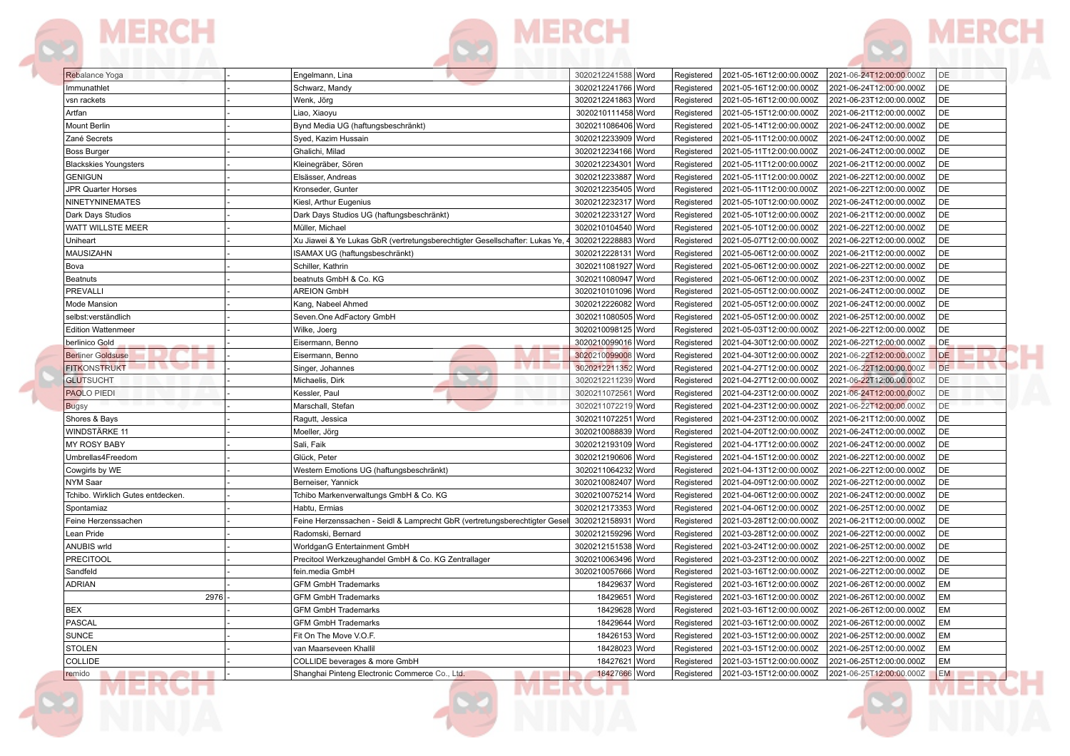| | | | | | | | | |
|---|---|---|---|---|---|---|---|---|
| Rebalance Yoga | - | Engelmann, Lina | 3020212241588 | Word | Registered | 2021-05-16T12:00:00.000Z | 2021-06-24T12:00:00.000Z | DE |
| Immunathlet | - | Schwarz, Mandy | 3020212241766 | Word | Registered | 2021-05-16T12:00:00.000Z | 2021-06-24T12:00:00.000Z | DE |
| vsn rackets | - | Wenk, Jörg | 3020212241863 | Word | Registered | 2021-05-16T12:00:00.000Z | 2021-06-23T12:00:00.000Z | DE |
| Artfan | - | Liao, Xiaoyu | 3020210111458 | Word | Registered | 2021-05-15T12:00:00.000Z | 2021-06-21T12:00:00.000Z | DE |
| Mount Berlin | - | Bynd Media UG (haftungsbeschränkt) | 3020211086406 | Word | Registered | 2021-05-14T12:00:00.000Z | 2021-06-24T12:00:00.000Z | DE |
| Zané Secrets | - | Syed, Kazim Hussain | 3020212233909 | Word | Registered | 2021-05-11T12:00:00.000Z | 2021-06-24T12:00:00.000Z | DE |
| Boss Burger | - | Ghalichi, Milad | 3020212234166 | Word | Registered | 2021-05-11T12:00:00.000Z | 2021-06-24T12:00:00.000Z | DE |
| Blackskies Youngsters | - | Kleinegräber, Sören | 3020212234301 | Word | Registered | 2021-05-11T12:00:00.000Z | 2021-06-21T12:00:00.000Z | DE |
| GENIGUN | - | Elsässer, Andreas | 3020212233887 | Word | Registered | 2021-05-11T12:00:00.000Z | 2021-06-22T12:00:00.000Z | DE |
| JPR Quarter Horses | - | Kronseder, Gunter | 3020212235405 | Word | Registered | 2021-05-11T12:00:00.000Z | 2021-06-22T12:00:00.000Z | DE |
| NINETYNINEMATES | - | Kiesl, Arthur Eugenius | 3020212232317 | Word | Registered | 2021-05-10T12:00:00.000Z | 2021-06-24T12:00:00.000Z | DE |
| Dark Days Studios | - | Dark Days Studios UG (haftungsbeschränkt) | 3020212233127 | Word | Registered | 2021-05-10T12:00:00.000Z | 2021-06-21T12:00:00.000Z | DE |
| WATT WILLSTE MEER | - | Müller, Michael | 3020210104540 | Word | Registered | 2021-05-10T12:00:00.000Z | 2021-06-22T12:00:00.000Z | DE |
| Uniheart | - | Xu Jiawei & Ye Lukas GbR (vertretungsberechtigter Gesellschafter: Lukas Ye, 4 | 3020212228883 | Word | Registered | 2021-05-07T12:00:00.000Z | 2021-06-22T12:00:00.000Z | DE |
| MAUSIZAHN | - | ISAMAX UG (haftungsbeschränkt) | 3020212228131 | Word | Registered | 2021-05-06T12:00:00.000Z | 2021-06-21T12:00:00.000Z | DE |
| Bova | - | Schiller, Kathrin | 3020211081927 | Word | Registered | 2021-05-06T12:00:00.000Z | 2021-06-22T12:00:00.000Z | DE |
| Beatnuts | - | beatnuts GmbH & Co. KG | 3020211080947 | Word | Registered | 2021-05-06T12:00:00.000Z | 2021-06-23T12:00:00.000Z | DE |
| PREVALLI | - | AREION GmbH | 3020210101096 | Word | Registered | 2021-05-05T12:00:00.000Z | 2021-06-24T12:00:00.000Z | DE |
| Mode Mansion | - | Kang, Nabeel Ahmed | 3020212226082 | Word | Registered | 2021-05-05T12:00:00.000Z | 2021-06-24T12:00:00.000Z | DE |
| selbst:verständlich | - | Seven.One AdFactory GmbH | 3020211080505 | Word | Registered | 2021-05-05T12:00:00.000Z | 2021-06-25T12:00:00.000Z | DE |
| Edition Wattenmeer | - | Wilke, Joerg | 3020210098125 | Word | Registered | 2021-05-03T12:00:00.000Z | 2021-06-22T12:00:00.000Z | DE |
| berlinico Gold | - | Eisermann, Benno | 3020210099016 | Word | Registered | 2021-04-30T12:00:00.000Z | 2021-06-22T12:00:00.000Z | DE |
| Berliner Goldsuse | - | Eisermann, Benno | 3020210099008 | Word | Registered | 2021-04-30T12:00:00.000Z | 2021-06-22T12:00:00.000Z | DE |
| FITKONSTRUKT | - | Singer, Johannes | 3020212211352 | Word | Registered | 2021-04-27T12:00:00.000Z | 2021-06-22T12:00:00.000Z | DE |
| GLUTSUCHT | - | Michaelis, Dirk | 3020212211239 | Word | Registered | 2021-04-27T12:00:00.000Z | 2021-06-22T12:00:00.000Z | DE |
| PAOLO PIEDI | - | Kessler, Paul | 3020211072561 | Word | Registered | 2021-04-23T12:00:00.000Z | 2021-06-24T12:00:00.000Z | DE |
| Bugsy | - | Marschall, Stefan | 3020211072219 | Word | Registered | 2021-04-23T12:00:00.000Z | 2021-06-22T12:00:00.000Z | DE |
| Shores & Bays | - | Ragutt, Jessica | 3020211072251 | Word | Registered | 2021-04-23T12:00:00.000Z | 2021-06-21T12:00:00.000Z | DE |
| WINDSTÄRKE 11 | - | Moeller, Jörg | 3020210088839 | Word | Registered | 2021-04-20T12:00:00.000Z | 2021-06-24T12:00:00.000Z | DE |
| MY ROSY BABY | - | Sali, Faik | 3020212193109 | Word | Registered | 2021-04-17T12:00:00.000Z | 2021-06-24T12:00:00.000Z | DE |
| Umbrellas4Freedom | - | Glück, Peter | 3020212190606 | Word | Registered | 2021-04-15T12:00:00.000Z | 2021-06-22T12:00:00.000Z | DE |
| Cowgirls by WE | - | Western Emotions UG (haftungsbeschränkt) | 3020211064232 | Word | Registered | 2021-04-13T12:00:00.000Z | 2021-06-22T12:00:00.000Z | DE |
| NYM Saar | - | Berneiser, Yannick | 3020210082407 | Word | Registered | 2021-04-09T12:00:00.000Z | 2021-06-22T12:00:00.000Z | DE |
| Tchibo. Wirklich Gutes entdecken. | - | Tchibo Markenverwaltungs GmbH & Co. KG | 3020210075214 | Word | Registered | 2021-04-06T12:00:00.000Z | 2021-06-24T12:00:00.000Z | DE |
| Spontamiaz | - | Habtu, Ermias | 3020212173353 | Word | Registered | 2021-04-06T12:00:00.000Z | 2021-06-25T12:00:00.000Z | DE |
| Feine Herzenssachen | - | Feine Herzenssachen - Seidl & Lamprecht GbR (vertretungsberechtigter Gesell | 3020212158931 | Word | Registered | 2021-03-28T12:00:00.000Z | 2021-06-21T12:00:00.000Z | DE |
| Lean Pride | - | Radomski, Bernard | 3020212159296 | Word | Registered | 2021-03-28T12:00:00.000Z | 2021-06-22T12:00:00.000Z | DE |
| ANUBIS wrld | - | WorldganG Entertainment GmbH | 3020212151538 | Word | Registered | 2021-03-24T12:00:00.000Z | 2021-06-25T12:00:00.000Z | DE |
| PRECITOOL | - | Precitool Werkzeughandel GmbH & Co. KG Zentrallager | 3020210063496 | Word | Registered | 2021-03-23T12:00:00.000Z | 2021-06-22T12:00:00.000Z | DE |
| Sandfeld | - | fein.media GmbH | 3020210057666 | Word | Registered | 2021-03-16T12:00:00.000Z | 2021-06-22T12:00:00.000Z | DE |
| ADRIAN | - | GFM GmbH Trademarks | 18429637 | Word | Registered | 2021-03-16T12:00:00.000Z | 2021-06-26T12:00:00.000Z | EM |
| 2976 | - | GFM GmbH Trademarks | 18429651 | Word | Registered | 2021-03-16T12:00:00.000Z | 2021-06-26T12:00:00.000Z | EM |
| BEX | - | GFM GmbH Trademarks | 18429628 | Word | Registered | 2021-03-16T12:00:00.000Z | 2021-06-26T12:00:00.000Z | EM |
| PASCAL | - | GFM GmbH Trademarks | 18429644 | Word | Registered | 2021-03-16T12:00:00.000Z | 2021-06-26T12:00:00.000Z | EM |
| SUNCE | - | Fit On The Move V.O.F. | 18426153 | Word | Registered | 2021-03-15T12:00:00.000Z | 2021-06-25T12:00:00.000Z | EM |
| STOLEN | - | van Maarseveen Khallil | 18428023 | Word | Registered | 2021-03-15T12:00:00.000Z | 2021-06-25T12:00:00.000Z | EM |
| COLLIDE | - | COLLIDE beverages & more GmbH | 18427621 | Word | Registered | 2021-03-15T12:00:00.000Z | 2021-06-25T12:00:00.000Z | EM |
| remido | - | Shanghai Pinteng Electronic Commerce Co., Ltd. | 18427666 | Word | Registered | 2021-03-15T12:00:00.000Z | 2021-06-25T12:00:00.000Z | EM |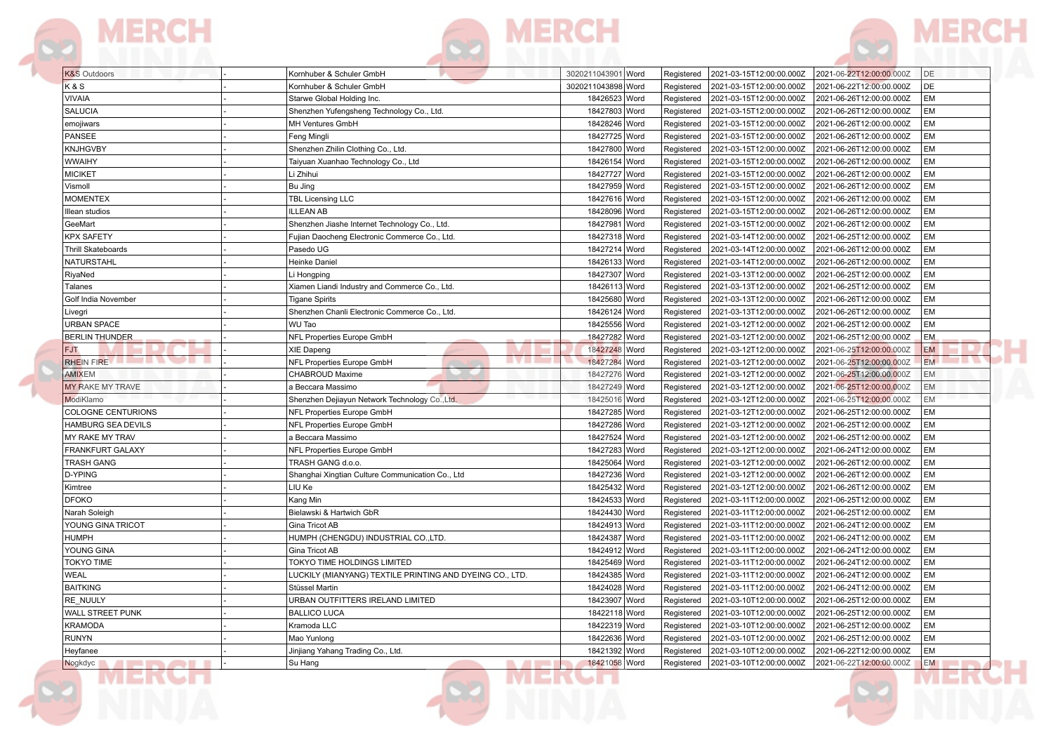| | | | | | | | | |
|---|---|---|---|---|---|---|---|---|
| K&S Outdoors | - | Kornhuber & Schuler GmbH | 3020211043901 | Word | Registered | 2021-03-15T12:00:00.000Z | 2021-06-22T12:00:00.000Z | DE |
| K & S | - | Kornhuber & Schuler GmbH | 3020211043898 | Word | Registered | 2021-03-15T12:00:00.000Z | 2021-06-22T12:00:00.000Z | DE |
| VIVAIA | - | Starwe Global Holding Inc. | 18426523 | Word | Registered | 2021-03-15T12:00:00.000Z | 2021-06-26T12:00:00.000Z | EM |
| SALUCIA | - | Shenzhen Yufengsheng Technology Co., Ltd. | 18427803 | Word | Registered | 2021-03-15T12:00:00.000Z | 2021-06-26T12:00:00.000Z | EM |
| emojiwars | - | MH Ventures GmbH | 18428246 | Word | Registered | 2021-03-15T12:00:00.000Z | 2021-06-26T12:00:00.000Z | EM |
| PANSEE | - | Feng Mingli | 18427725 | Word | Registered | 2021-03-15T12:00:00.000Z | 2021-06-26T12:00:00.000Z | EM |
| KNJHGVBY | - | Shenzhen Zhilin Clothing Co., Ltd. | 18427800 | Word | Registered | 2021-03-15T12:00:00.000Z | 2021-06-26T12:00:00.000Z | EM |
| WWAIHY | - | Taiyuan Xuanhao Technology Co., Ltd | 18426154 | Word | Registered | 2021-03-15T12:00:00.000Z | 2021-06-26T12:00:00.000Z | EM |
| MICIKET | - | Li Zhihui | 18427727 | Word | Registered | 2021-03-15T12:00:00.000Z | 2021-06-26T12:00:00.000Z | EM |
| Vismoll | - | Bu Jing | 18427959 | Word | Registered | 2021-03-15T12:00:00.000Z | 2021-06-26T12:00:00.000Z | EM |
| MOMENTEX | - | TBL Licensing LLC | 18427616 | Word | Registered | 2021-03-15T12:00:00.000Z | 2021-06-26T12:00:00.000Z | EM |
| Illean studios | - | ILLEAN AB | 18428096 | Word | Registered | 2021-03-15T12:00:00.000Z | 2021-06-26T12:00:00.000Z | EM |
| GeeMart | - | Shenzhen Jiashe Internet Technology Co., Ltd. | 18427981 | Word | Registered | 2021-03-15T12:00:00.000Z | 2021-06-26T12:00:00.000Z | EM |
| KPX SAFETY | - | Fujian Daocheng Electronic Commerce Co., Ltd. | 18427318 | Word | Registered | 2021-03-14T12:00:00.000Z | 2021-06-25T12:00:00.000Z | EM |
| Thrill Skateboards | - | Pasedo UG | 18427214 | Word | Registered | 2021-03-14T12:00:00.000Z | 2021-06-26T12:00:00.000Z | EM |
| NATURSTAHL | - | Heinke Daniel | 18426133 | Word | Registered | 2021-03-14T12:00:00.000Z | 2021-06-26T12:00:00.000Z | EM |
| RiyaNed | - | Li Hongping | 18427307 | Word | Registered | 2021-03-13T12:00:00.000Z | 2021-06-25T12:00:00.000Z | EM |
| Talanes | - | Xiamen Liandi Industry and Commerce Co., Ltd. | 18426113 | Word | Registered | 2021-03-13T12:00:00.000Z | 2021-06-25T12:00:00.000Z | EM |
| Golf India November | - | Tigane Spirits | 18425680 | Word | Registered | 2021-03-13T12:00:00.000Z | 2021-06-26T12:00:00.000Z | EM |
| Livegri | - | Shenzhen Chanli Electronic Commerce Co., Ltd. | 18426124 | Word | Registered | 2021-03-13T12:00:00.000Z | 2021-06-26T12:00:00.000Z | EM |
| URBAN SPACE | - | WU Tao | 18425556 | Word | Registered | 2021-03-12T12:00:00.000Z | 2021-06-25T12:00:00.000Z | EM |
| BERLIN THUNDER | - | NFL Properties Europe GmbH | 18427282 | Word | Registered | 2021-03-12T12:00:00.000Z | 2021-06-25T12:00:00.000Z | EM |
| FJT | - | XIE Dapeng | 18427248 | Word | Registered | 2021-03-12T12:00:00.000Z | 2021-06-25T12:00:00.000Z | EM |
| RHEIN FIRE | - | NFL Properties Europe GmbH | 18427284 | Word | Registered | 2021-03-12T12:00:00.000Z | 2021-06-25T12:00:00.000Z | EM |
| AMIXEM | - | CHABROUD Maxime | 18427276 | Word | Registered | 2021-03-12T12:00:00.000Z | 2021-06-25T12:00:00.000Z | EM |
| MY RAKE MY TRAVE | - | a Beccara Massimo | 18427249 | Word | Registered | 2021-03-12T12:00:00.000Z | 2021-06-25T12:00:00.000Z | EM |
| ModiKlamo | - | Shenzhen Dejiayun Network Technology Co.,Ltd. | 18425016 | Word | Registered | 2021-03-12T12:00:00.000Z | 2021-06-25T12:00:00.000Z | EM |
| COLOGNE CENTURIONS | - | NFL Properties Europe GmbH | 18427285 | Word | Registered | 2021-03-12T12:00:00.000Z | 2021-06-25T12:00:00.000Z | EM |
| HAMBURG SEA DEVILS | - | NFL Properties Europe GmbH | 18427286 | Word | Registered | 2021-03-12T12:00:00.000Z | 2021-06-25T12:00:00.000Z | EM |
| MY RAKE MY TRAV | - | a Beccara Massimo | 18427524 | Word | Registered | 2021-03-12T12:00:00.000Z | 2021-06-25T12:00:00.000Z | EM |
| FRANKFURT GALAXY | - | NFL Properties Europe GmbH | 18427283 | Word | Registered | 2021-03-12T12:00:00.000Z | 2021-06-24T12:00:00.000Z | EM |
| TRASH GANG | - | TRASH GANG d.o.o. | 18425064 | Word | Registered | 2021-03-12T12:00:00.000Z | 2021-06-26T12:00:00.000Z | EM |
| D-YPING | - | Shanghai Xingtian Culture Communication Co., Ltd | 18427236 | Word | Registered | 2021-03-12T12:00:00.000Z | 2021-06-26T12:00:00.000Z | EM |
| Kimtree | - | LIU Ke | 18425432 | Word | Registered | 2021-03-12T12:00:00.000Z | 2021-06-26T12:00:00.000Z | EM |
| DFOKO | - | Kang Min | 18424533 | Word | Registered | 2021-03-11T12:00:00.000Z | 2021-06-25T12:00:00.000Z | EM |
| Narah Soleigh | - | Bielawski & Hartwich GbR | 18424430 | Word | Registered | 2021-03-11T12:00:00.000Z | 2021-06-25T12:00:00.000Z | EM |
| YOUNG GINA TRICOT | - | Gina Tricot AB | 18424913 | Word | Registered | 2021-03-11T12:00:00.000Z | 2021-06-24T12:00:00.000Z | EM |
| HUMPH | - | HUMPH (CHENGDU) INDUSTRIAL CO.,LTD. | 18424387 | Word | Registered | 2021-03-11T12:00:00.000Z | 2021-06-24T12:00:00.000Z | EM |
| YOUNG GINA | - | Gina Tricot AB | 18424912 | Word | Registered | 2021-03-11T12:00:00.000Z | 2021-06-24T12:00:00.000Z | EM |
| TOKYO TIME | - | TOKYO TIME HOLDINGS LIMITED | 18425469 | Word | Registered | 2021-03-11T12:00:00.000Z | 2021-06-24T12:00:00.000Z | EM |
| WEAL | - | LUCKILY (MIANYANG) TEXTILE PRINTING AND DYEING CO., LTD. | 18424385 | Word | Registered | 2021-03-11T12:00:00.000Z | 2021-06-24T12:00:00.000Z | EM |
| BAITKING | - | Stüssel Martin | 18424028 | Word | Registered | 2021-03-11T12:00:00.000Z | 2021-06-24T12:00:00.000Z | EM |
| RE_NUULY | - | URBAN OUTFITTERS IRELAND LIMITED | 18423907 | Word | Registered | 2021-03-10T12:00:00.000Z | 2021-06-25T12:00:00.000Z | EM |
| WALL STREET PUNK | - | BALLICO LUCA | 18422118 | Word | Registered | 2021-03-10T12:00:00.000Z | 2021-06-25T12:00:00.000Z | EM |
| KRAMODA | - | Kramoda LLC | 18422319 | Word | Registered | 2021-03-10T12:00:00.000Z | 2021-06-25T12:00:00.000Z | EM |
| RUNYN | - | Mao Yunlong | 18422636 | Word | Registered | 2021-03-10T12:00:00.000Z | 2021-06-25T12:00:00.000Z | EM |
| Heyfanee | - | Jinjiang Yahang Trading Co., Ltd. | 18421392 | Word | Registered | 2021-03-10T12:00:00.000Z | 2021-06-22T12:00:00.000Z | EM |
| Nogkdyc | - | Su Hang | 18421058 | Word | Registered | 2021-03-10T12:00:00.000Z | 2021-06-22T12:00:00.000Z | EM |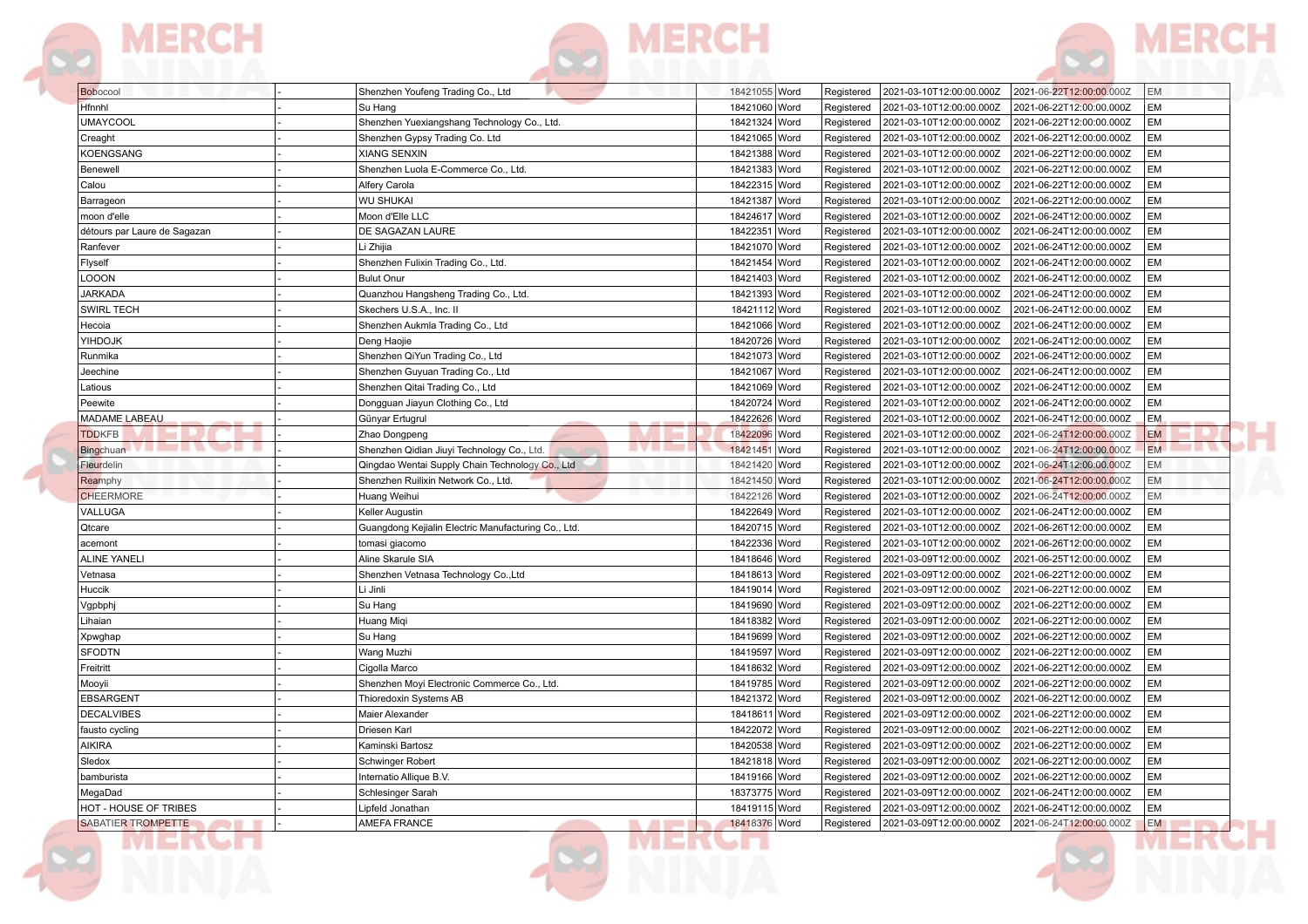| Bobocool | - | Shenzhen Youfeng Trading Co., Ltd | 18421055 | Word | Registered | 2021-03-10T12:00:00.000Z | 2021-06-22T12:00:00.000Z | EM |
|---|---|---|---|---|---|---|---|---|
| Hfnnhl | - | Su Hang | 18421060 | Word | Registered | 2021-03-10T12:00:00.000Z | 2021-06-22T12:00:00.000Z | EM |
| UMAYCOOL | - | Shenzhen Yuexiangshang Technology Co., Ltd. | 18421324 | Word | Registered | 2021-03-10T12:00:00.000Z | 2021-06-22T12:00:00.000Z | EM |
| Creaght | - | Shenzhen Gypsy Trading Co. Ltd | 18421065 | Word | Registered | 2021-03-10T12:00:00.000Z | 2021-06-22T12:00:00.000Z | EM |
| KOENGSANG | - | XIANG SENXIN | 18421388 | Word | Registered | 2021-03-10T12:00:00.000Z | 2021-06-22T12:00:00.000Z | EM |
| Benewell | - | Shenzhen Luola E-Commerce Co., Ltd. | 18421383 | Word | Registered | 2021-03-10T12:00:00.000Z | 2021-06-22T12:00:00.000Z | EM |
| Calou | - | Alfery Carola | 18422315 | Word | Registered | 2021-03-10T12:00:00.000Z | 2021-06-22T12:00:00.000Z | EM |
| Barrageon | - | WU SHUKAI | 18421387 | Word | Registered | 2021-03-10T12:00:00.000Z | 2021-06-22T12:00:00.000Z | EM |
| moon d'elle | - | Moon d'Elle LLC | 18424617 | Word | Registered | 2021-03-10T12:00:00.000Z | 2021-06-24T12:00:00.000Z | EM |
| détours par Laure de Sagazan | - | DE SAGAZAN LAURE | 18422351 | Word | Registered | 2021-03-10T12:00:00.000Z | 2021-06-24T12:00:00.000Z | EM |
| Ranfever | - | Li Zhijia | 18421070 | Word | Registered | 2021-03-10T12:00:00.000Z | 2021-06-24T12:00:00.000Z | EM |
| Flyself | - | Shenzhen Fulixin Trading Co., Ltd. | 18421454 | Word | Registered | 2021-03-10T12:00:00.000Z | 2021-06-24T12:00:00.000Z | EM |
| LOOON | - | Bulut Onur | 18421403 | Word | Registered | 2021-03-10T12:00:00.000Z | 2021-06-24T12:00:00.000Z | EM |
| JARKADA | - | Quanzhou Hangsheng Trading Co., Ltd. | 18421393 | Word | Registered | 2021-03-10T12:00:00.000Z | 2021-06-24T12:00:00.000Z | EM |
| SWIRL TECH | - | Skechers U.S.A., Inc. II | 18421112 | Word | Registered | 2021-03-10T12:00:00.000Z | 2021-06-24T12:00:00.000Z | EM |
| Hecoia | - | Shenzhen Aukmla Trading Co., Ltd | 18421066 | Word | Registered | 2021-03-10T12:00:00.000Z | 2021-06-24T12:00:00.000Z | EM |
| YIHDOJK | - | Deng Haojie | 18420726 | Word | Registered | 2021-03-10T12:00:00.000Z | 2021-06-24T12:00:00.000Z | EM |
| Runmika | - | Shenzhen QiYun Trading Co., Ltd | 18421073 | Word | Registered | 2021-03-10T12:00:00.000Z | 2021-06-24T12:00:00.000Z | EM |
| Jeechine | - | Shenzhen Guyuan Trading Co., Ltd | 18421067 | Word | Registered | 2021-03-10T12:00:00.000Z | 2021-06-24T12:00:00.000Z | EM |
| Latious | - | Shenzhen Qitai Trading Co., Ltd | 18421069 | Word | Registered | 2021-03-10T12:00:00.000Z | 2021-06-24T12:00:00.000Z | EM |
| Peewite | - | Dongguan Jiayun Clothing Co., Ltd | 18420724 | Word | Registered | 2021-03-10T12:00:00.000Z | 2021-06-24T12:00:00.000Z | EM |
| MADAME LABEAU | - | Günyar Ertugrul | 18422626 | Word | Registered | 2021-03-10T12:00:00.000Z | 2021-06-24T12:00:00.000Z | EM |
| TDDKFB | - | Zhao Dongpeng | 18422096 | Word | Registered | 2021-03-10T12:00:00.000Z | 2021-06-24T12:00:00.000Z | EM |
| Bingchuan | - | Shenzhen Qidian Jiuyi Technology Co., Ltd. | 18421451 | Word | Registered | 2021-03-10T12:00:00.000Z | 2021-06-24T12:00:00.000Z | EM |
| Fleurdelin | - | Qingdao Wentai Supply Chain Technology Co., Ltd | 18421420 | Word | Registered | 2021-03-10T12:00:00.000Z | 2021-06-24T12:00:00.000Z | EM |
| Reamphy | - | Shenzhen Ruilixin Network Co., Ltd. | 18421450 | Word | Registered | 2021-03-10T12:00:00.000Z | 2021-06-24T12:00:00.000Z | EM |
| CHEERMORE | - | Huang Weihui | 18422126 | Word | Registered | 2021-03-10T12:00:00.000Z | 2021-06-24T12:00:00.000Z | EM |
| VALLUGA | - | Keller Augustin | 18422649 | Word | Registered | 2021-03-10T12:00:00.000Z | 2021-06-24T12:00:00.000Z | EM |
| Qtcare | - | Guangdong Kejialin Electric Manufacturing Co., Ltd. | 18420715 | Word | Registered | 2021-03-10T12:00:00.000Z | 2021-06-26T12:00:00.000Z | EM |
| acemont | - | tomasi giacomo | 18422336 | Word | Registered | 2021-03-10T12:00:00.000Z | 2021-06-26T12:00:00.000Z | EM |
| ALINE YANELI | - | Aline Skarule SIA | 18418646 | Word | Registered | 2021-03-09T12:00:00.000Z | 2021-06-25T12:00:00.000Z | EM |
| Vetnasa | - | Shenzhen Vetnasa Technology Co.,Ltd | 18418613 | Word | Registered | 2021-03-09T12:00:00.000Z | 2021-06-22T12:00:00.000Z | EM |
| Huccik | - | Li Jinli | 18419014 | Word | Registered | 2021-03-09T12:00:00.000Z | 2021-06-22T12:00:00.000Z | EM |
| Vgpbphj | - | Su Hang | 18419690 | Word | Registered | 2021-03-09T12:00:00.000Z | 2021-06-22T12:00:00.000Z | EM |
| Lihaian | - | Huang Miqi | 18418382 | Word | Registered | 2021-03-09T12:00:00.000Z | 2021-06-22T12:00:00.000Z | EM |
| Xpwghap | - | Su Hang | 18419699 | Word | Registered | 2021-03-09T12:00:00.000Z | 2021-06-22T12:00:00.000Z | EM |
| SFODTN | - | Wang Muzhi | 18419597 | Word | Registered | 2021-03-09T12:00:00.000Z | 2021-06-22T12:00:00.000Z | EM |
| Freitritt | - | Cigolla Marco | 18418632 | Word | Registered | 2021-03-09T12:00:00.000Z | 2021-06-22T12:00:00.000Z | EM |
| Mooyii | - | Shenzhen Moyi Electronic Commerce Co., Ltd. | 18419785 | Word | Registered | 2021-03-09T12:00:00.000Z | 2021-06-22T12:00:00.000Z | EM |
| EBSARGENT | - | Thioredoxin Systems AB | 18421372 | Word | Registered | 2021-03-09T12:00:00.000Z | 2021-06-22T12:00:00.000Z | EM |
| DECALVIBES | - | Maier Alexander | 18418611 | Word | Registered | 2021-03-09T12:00:00.000Z | 2021-06-22T12:00:00.000Z | EM |
| fausto cycling | - | Driesen Karl | 18422072 | Word | Registered | 2021-03-09T12:00:00.000Z | 2021-06-22T12:00:00.000Z | EM |
| AIKIRA | - | Kaminski Bartosz | 18420538 | Word | Registered | 2021-03-09T12:00:00.000Z | 2021-06-22T12:00:00.000Z | EM |
| Sledox | - | Schwinger Robert | 18421818 | Word | Registered | 2021-03-09T12:00:00.000Z | 2021-06-22T12:00:00.000Z | EM |
| bamburista | - | Internatio Allique B.V. | 18419166 | Word | Registered | 2021-03-09T12:00:00.000Z | 2021-06-22T12:00:00.000Z | EM |
| MegaDad | - | Schlesinger Sarah | 18373775 | Word | Registered | 2021-03-09T12:00:00.000Z | 2021-06-24T12:00:00.000Z | EM |
| HOT - HOUSE OF TRIBES | - | Lipfeld Jonathan | 18419115 | Word | Registered | 2021-03-09T12:00:00.000Z | 2021-06-24T12:00:00.000Z | EM |
| SABATIER TROMPETTE | - | AMEFA FRANCE | 18418376 | Word | Registered | 2021-03-09T12:00:00.000Z | 2021-06-24T12:00:00.000Z | EM |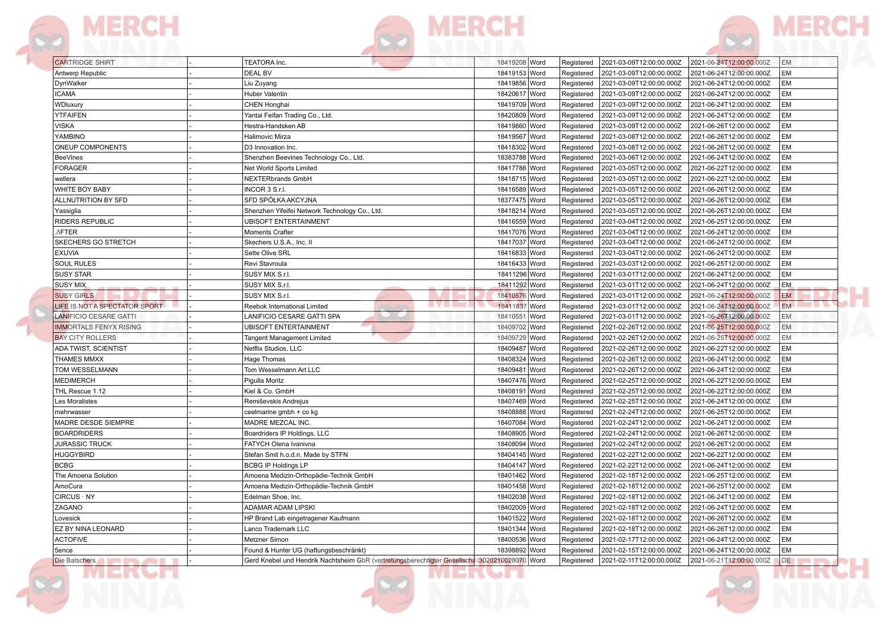| | | | | | | | | |
|---|---|---|---|---|---|---|---|---|
| CARTRIDGE SHIRT | - | TEATORA Inc. | 18419208 | Word | Registered | 2021-03-09T12:00:00.000Z | 2021-06-24T12:00:00.000Z | EM |
| Antwerp Republic | - | DEAL BV | 18419153 | Word | Registered | 2021-03-09T12:00:00.000Z | 2021-06-24T12:00:00.000Z | EM |
| DynWalker | - | Liu Zuyang | 18419856 | Word | Registered | 2021-03-09T12:00:00.000Z | 2021-06-24T12:00:00.000Z | EM |
| ICAMA | - | Huber Valentin | 18420617 | Word | Registered | 2021-03-09T12:00:00.000Z | 2021-06-24T12:00:00.000Z | EM |
| WDluxury | - | CHEN Honghai | 18419709 | Word | Registered | 2021-03-09T12:00:00.000Z | 2021-06-24T12:00:00.000Z | EM |
| YTFAIFEN | - | Yantai Feifan Trading Co., Ltd. | 18420809 | Word | Registered | 2021-03-09T12:00:00.000Z | 2021-06-24T12:00:00.000Z | EM |
| VISKA | - | Hestra-Handsken AB | 18419860 | Word | Registered | 2021-03-09T12:00:00.000Z | 2021-06-26T12:00:00.000Z | EM |
| YAMBINO | - | Halimovic Mirza | 18419567 | Word | Registered | 2021-03-08T12:00:00.000Z | 2021-06-26T12:00:00.000Z | EM |
| ONEUP COMPONENTS | - | D3 Innovation Inc. | 18418302 | Word | Registered | 2021-03-08T12:00:00.000Z | 2021-06-26T12:00:00.000Z | EM |
| BeeVines | - | Shenzhen Beevines Technology Co., Ltd. | 18383788 | Word | Registered | 2021-03-06T12:00:00.000Z | 2021-06-24T12:00:00.000Z | EM |
| FORAGER | - | Net World Sports Limited | 18417788 | Word | Registered | 2021-03-05T12:00:00.000Z | 2021-06-22T12:00:00.000Z | EM |
| wellera | - | NEXTERbrands GmbH | 18418715 | Word | Registered | 2021-03-05T12:00:00.000Z | 2021-06-22T12:00:00.000Z | EM |
| WHITE BOY BABY | - | INCOR 3 S.r.l. | 18416589 | Word | Registered | 2021-03-05T12:00:00.000Z | 2021-06-26T12:00:00.000Z | EM |
| ALLNUTRITION BY SFD | - | SFD SPÓŁKA AKCYJNA | 18377475 | Word | Registered | 2021-03-05T12:00:00.000Z | 2021-06-26T12:00:00.000Z | EM |
| Yassiglia | - | Shenzhen Yifeifei Network Technology Co., Ltd. | 18418214 | Word | Registered | 2021-03-05T12:00:00.000Z | 2021-06-26T12:00:00.000Z | EM |
| RIDERS REPUBLIC | - | UBISOFT ENTERTAINMENT | 18416559 | Word | Registered | 2021-03-04T12:00:00.000Z | 2021-06-25T12:00:00.000Z | EM |
| .ΛFTER | - | Moments Crafter | 18417076 | Word | Registered | 2021-03-04T12:00:00.000Z | 2021-06-24T12:00:00.000Z | EM |
| SKECHERS GO STRETCH | - | Skechers U.S.A., Inc. II | 18417037 | Word | Registered | 2021-03-04T12:00:00.000Z | 2021-06-24T12:00:00.000Z | EM |
| EXUVIA | - | Sette Olive SRL | 18416833 | Word | Registered | 2021-03-04T12:00:00.000Z | 2021-06-24T12:00:00.000Z | EM |
| SOUL RULES | - | Revi Stavroula | 18416433 | Word | Registered | 2021-03-03T12:00:00.000Z | 2021-06-25T12:00:00.000Z | EM |
| SUSY STAR | - | SUSY MIX S.r.l. | 18411296 | Word | Registered | 2021-03-01T12:00:00.000Z | 2021-06-24T12:00:00.000Z | EM |
| SUSY MIX | - | SUSY MIX S.r.l. | 18411292 | Word | Registered | 2021-03-01T12:00:00.000Z | 2021-06-24T12:00:00.000Z | EM |
| SUSY GIRLS | - | SUSY MIX S.r.l. | 18410576 | Word | Registered | 2021-03-01T12:00:00.000Z | 2021-06-24T12:00:00.000Z | EM |
| LIFE IS NOT A SPECTATOR SPORT | - | Reebok International Limited | 18411837 | Word | Registered | 2021-03-01T12:00:00.000Z | 2021-06-24T12:00:00.000Z | EM |
| LANIFICIO CESARE GATTI | - | LANIFICIO CESARE GATTI SPA | 18410551 | Word | Registered | 2021-03-01T12:00:00.000Z | 2021-06-26T12:00:00.000Z | EM |
| IMMORTALS FENYX RISING | - | UBISOFT ENTERTAINMENT | 18409702 | Word | Registered | 2021-02-26T12:00:00.000Z | 2021-06-25T12:00:00.000Z | EM |
| BAY CITY ROLLERS | - | Tangent Management Limited | 18409729 | Word | Registered | 2021-02-26T12:00:00.000Z | 2021-06-25T12:00:00.000Z | EM |
| ADA TWIST, SCIENTIST | - | Netflix Studios, LLC | 18409487 | Word | Registered | 2021-02-26T12:00:00.000Z | 2021-06-22T12:00:00.000Z | EM |
| THAMES MMXX | - | Hage Thomas | 18408324 | Word | Registered | 2021-02-26T12:00:00.000Z | 2021-06-24T12:00:00.000Z | EM |
| TOM WESSELMANN | - | Tom Wesselmann Art LLC | 18409481 | Word | Registered | 2021-02-26T12:00:00.000Z | 2021-06-24T12:00:00.000Z | EM |
| MEDIMERCH | - | Pigulla Moritz | 18407476 | Word | Registered | 2021-02-25T12:00:00.000Z | 2021-06-22T12:00:00.000Z | EM |
| THL Rescue 1.12 | - | Kiel & Co. GmbH | 18408191 | Word | Registered | 2021-02-25T12:00:00.000Z | 2021-06-22T12:00:00.000Z | EM |
| Les Moralistes | - | Remiševskis Andrejus | 18407469 | Word | Registered | 2021-02-25T12:00:00.000Z | 2021-06-24T12:00:00.000Z | EM |
| mehrwasser | - | ceelmarine gmbh + co kg | 18408888 | Word | Registered | 2021-02-24T12:00:00.000Z | 2021-06-25T12:00:00.000Z | EM |
| MADRE DESDE SIEMPRE | - | MADRE MEZCAL INC. | 18407084 | Word | Registered | 2021-02-24T12:00:00.000Z | 2021-06-24T12:00:00.000Z | EM |
| BOARDRIDERS | - | Boardriders IP Holdings, LLC | 18408905 | Word | Registered | 2021-02-24T12:00:00.000Z | 2021-06-26T12:00:00.000Z | EM |
| JURASSIC TRUCK | - | FATYCH Olena Ivanivna | 18408094 | Word | Registered | 2021-02-24T12:00:00.000Z | 2021-06-26T12:00:00.000Z | EM |
| HUGGYBIRD | - | Stefan Smit h.o.d.n. Made by STFN | 18404145 | Word | Registered | 2021-02-22T12:00:00.000Z | 2021-06-22T12:00:00.000Z | EM |
| BCBG | - | BCBG IP Holdings LP | 18404147 | Word | Registered | 2021-02-22T12:00:00.000Z | 2021-06-24T12:00:00.000Z | EM |
| The Amoena Solution | - | Amoena Medizin-Orthopädie-Technik GmbH | 18401462 | Word | Registered | 2021-02-18T12:00:00.000Z | 2021-06-25T12:00:00.000Z | EM |
| AmoCura | - | Amoena Medizin-Orthopädie-Technik GmbH | 18401458 | Word | Registered | 2021-02-18T12:00:00.000Z | 2021-06-25T12:00:00.000Z | EM |
| CIRCUS · NY | - | Edelman Shoe, Inc. | 18402038 | Word | Registered | 2021-02-18T12:00:00.000Z | 2021-06-24T12:00:00.000Z | EM |
| ZAGANO | - | ADAMAR ADAM LIPSKI | 18402009 | Word | Registered | 2021-02-18T12:00:00.000Z | 2021-06-24T12:00:00.000Z | EM |
| Lovesick | - | HP Brand Lab eingetragener Kaufmann | 18401522 | Word | Registered | 2021-02-18T12:00:00.000Z | 2021-06-26T12:00:00.000Z | EM |
| EZ BY NINA LEONARD | - | Lanco Trademark LLC | 18401344 | Word | Registered | 2021-02-18T12:00:00.000Z | 2021-06-26T12:00:00.000Z | EM |
| ACTOFIVE | - | Metzner Simon | 18400536 | Word | Registered | 2021-02-17T12:00:00.000Z | 2021-06-24T12:00:00.000Z | EM |
| 5ence | - | Found & Hunter UG (haftungsbeschränkt) | 18398892 | Word | Registered | 2021-02-15T12:00:00.000Z | 2021-06-24T12:00:00.000Z | EM |
| Die Batschers | - | Gerd Knebel und Hendrik Nachtsheim GbR (vertretungsberechtigter Gesellscha | 3020210028070 | Word | Registered | 2021-02-11T12:00:00.000Z | 2021-06-21T12:00:00.000Z | DE |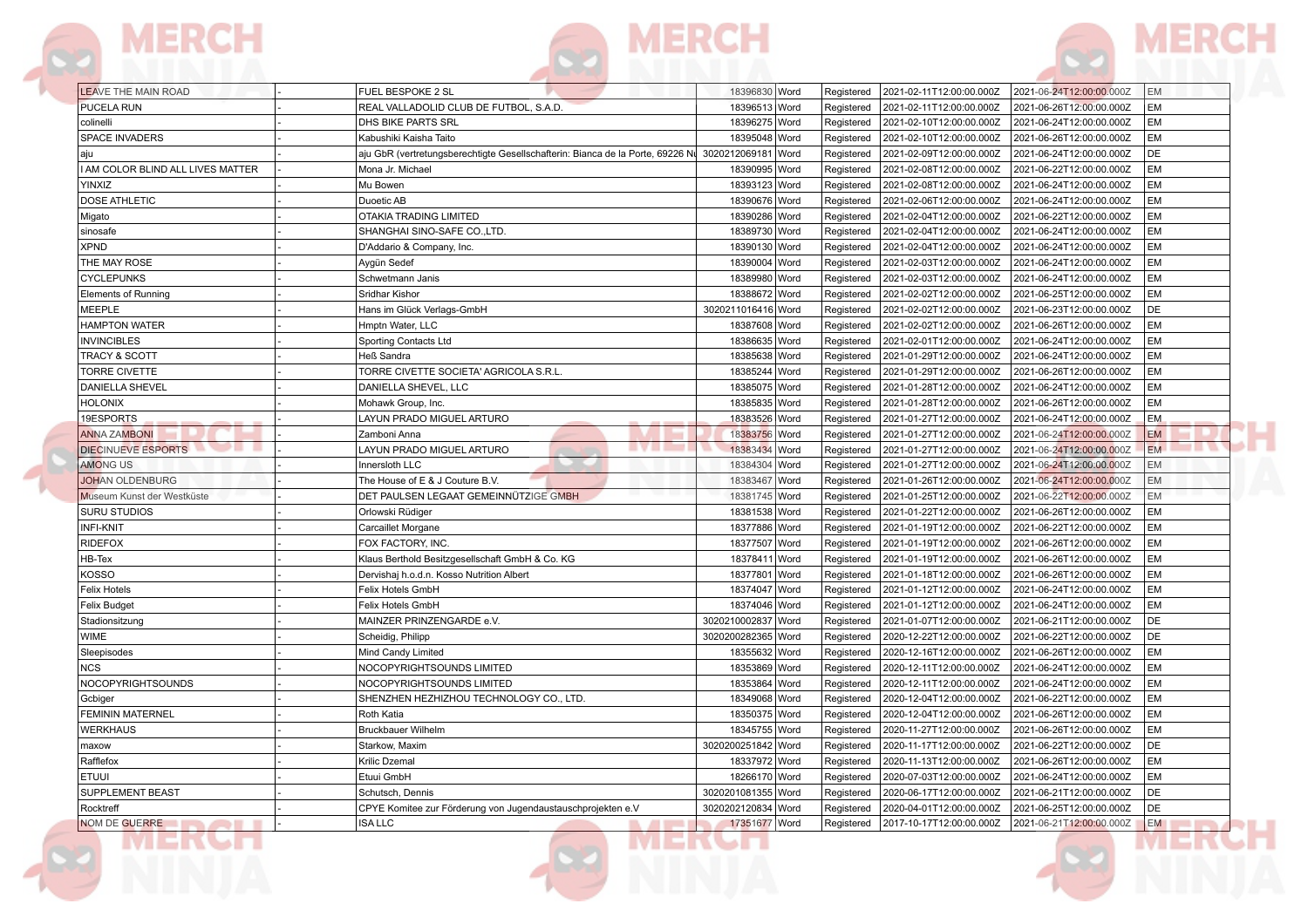| | | | | | | | | |
|---|---|---|---|---|---|---|---|---|
| LEAVE THE MAIN ROAD | - | FUEL BESPOKE 2 SL | 18396830 | Word | Registered | 2021-02-11T12:00:00.000Z | 2021-06-24T12:00:00.000Z | EM |
| PUCELA RUN | - | REAL VALLADOLID CLUB DE FUTBOL, S.A.D. | 18396513 | Word | Registered | 2021-02-11T12:00:00.000Z | 2021-06-26T12:00:00.000Z | EM |
| colinelli | - | DHS BIKE PARTS SRL | 18396275 | Word | Registered | 2021-02-10T12:00:00.000Z | 2021-06-24T12:00:00.000Z | EM |
| SPACE INVADERS | - | Kabushiki Kaisha Taito | 18395048 | Word | Registered | 2021-02-10T12:00:00.000Z | 2021-06-26T12:00:00.000Z | EM |
| aju | - | aju GbR (vertretungsberechtigte Gesellschafterin: Bianca de la Porte, 69226 Nu | 3020212069181 | Word | Registered | 2021-02-09T12:00:00.000Z | 2021-06-24T12:00:00.000Z | DE |
| I AM COLOR BLIND ALL LIVES MATTER | - | Mona Jr. Michael | 18390995 | Word | Registered | 2021-02-08T12:00:00.000Z | 2021-06-22T12:00:00.000Z | EM |
| YINXIZ | - | Mu Bowen | 18393123 | Word | Registered | 2021-02-08T12:00:00.000Z | 2021-06-24T12:00:00.000Z | EM |
| DOSE ATHLETIC | - | Duoetic AB | 18390676 | Word | Registered | 2021-02-06T12:00:00.000Z | 2021-06-24T12:00:00.000Z | EM |
| Migato | - | OTAKIA TRADING LIMITED | 18390286 | Word | Registered | 2021-02-04T12:00:00.000Z | 2021-06-22T12:00:00.000Z | EM |
| sinosafe | - | SHANGHAI SINO-SAFE CO.,LTD. | 18389730 | Word | Registered | 2021-02-04T12:00:00.000Z | 2021-06-24T12:00:00.000Z | EM |
| XPND | - | D'Addario & Company, Inc. | 18390130 | Word | Registered | 2021-02-04T12:00:00.000Z | 2021-06-24T12:00:00.000Z | EM |
| THE MAY ROSE | - | Aygün Sedef | 18390004 | Word | Registered | 2021-02-03T12:00:00.000Z | 2021-06-24T12:00:00.000Z | EM |
| CYCLEPUNKS | - | Schwetmann Janis | 18389980 | Word | Registered | 2021-02-03T12:00:00.000Z | 2021-06-24T12:00:00.000Z | EM |
| Elements of Running | - | Sridhar Kishor | 18388672 | Word | Registered | 2021-02-02T12:00:00.000Z | 2021-06-25T12:00:00.000Z | EM |
| MEEPLE | - | Hans im Glück Verlags-GmbH | 3020211016416 | Word | Registered | 2021-02-02T12:00:00.000Z | 2021-06-23T12:00:00.000Z | DE |
| HAMPTON WATER | - | Hmptn Water, LLC | 18387608 | Word | Registered | 2021-02-02T12:00:00.000Z | 2021-06-26T12:00:00.000Z | EM |
| INVINCIBLES | - | Sporting Contacts Ltd | 18386635 | Word | Registered | 2021-02-01T12:00:00.000Z | 2021-06-24T12:00:00.000Z | EM |
| TRACY & SCOTT | - | Heß Sandra | 18385638 | Word | Registered | 2021-01-29T12:00:00.000Z | 2021-06-24T12:00:00.000Z | EM |
| TORRE CIVETTE | - | TORRE CIVETTE SOCIETA' AGRICOLA S.R.L. | 18385244 | Word | Registered | 2021-01-29T12:00:00.000Z | 2021-06-26T12:00:00.000Z | EM |
| DANIELLA SHEVEL | - | DANIELLA SHEVEL, LLC | 18385075 | Word | Registered | 2021-01-28T12:00:00.000Z | 2021-06-24T12:00:00.000Z | EM |
| HOLONIX | - | Mohawk Group, Inc. | 18385835 | Word | Registered | 2021-01-28T12:00:00.000Z | 2021-06-26T12:00:00.000Z | EM |
| 19ESPORTS | - | LAYUN PRADO MIGUEL ARTURO | 18383526 | Word | Registered | 2021-01-27T12:00:00.000Z | 2021-06-24T12:00:00.000Z | EM |
| ANNA ZAMBONI | - | Zamboni Anna | 18383756 | Word | Registered | 2021-01-27T12:00:00.000Z | 2021-06-24T12:00:00.000Z | EM |
| DIECINUEVE ESPORTS | - | LAYUN PRADO MIGUEL ARTURO | 18383434 | Word | Registered | 2021-01-27T12:00:00.000Z | 2021-06-24T12:00:00.000Z | EM |
| AMONG US | - | Innersloth LLC | 18384304 | Word | Registered | 2021-01-27T12:00:00.000Z | 2021-06-24T12:00:00.000Z | EM |
| JOHAN OLDENBURG | - | The House of E & J Couture B.V. | 18383467 | Word | Registered | 2021-01-26T12:00:00.000Z | 2021-06-24T12:00:00.000Z | EM |
| Museum Kunst der Westküste | - | DET PAULSEN LEGAAT GEMEINNÜTZIGE GMBH | 18381745 | Word | Registered | 2021-01-25T12:00:00.000Z | 2021-06-22T12:00:00.000Z | EM |
| SURU STUDIOS | - | Orlowski Rüdiger | 18381538 | Word | Registered | 2021-01-22T12:00:00.000Z | 2021-06-26T12:00:00.000Z | EM |
| INFI-KNIT | - | Carcaillet Morgane | 18377886 | Word | Registered | 2021-01-19T12:00:00.000Z | 2021-06-22T12:00:00.000Z | EM |
| RIDEFOX | - | FOX FACTORY, INC. | 18377507 | Word | Registered | 2021-01-19T12:00:00.000Z | 2021-06-22T12:00:00.000Z | EM |
| HB-Tex | - | Klaus Berthold Besitzgesellschaft GmbH & Co. KG | 18378411 | Word | Registered | 2021-01-19T12:00:00.000Z | 2021-06-26T12:00:00.000Z | EM |
| KOSSO | - | Dervishaj h.o.d.n. Kosso Nutrition Albert | 18377801 | Word | Registered | 2021-01-18T12:00:00.000Z | 2021-06-26T12:00:00.000Z | EM |
| Felix Hotels | - | Felix Hotels GmbH | 18374047 | Word | Registered | 2021-01-12T12:00:00.000Z | 2021-06-24T12:00:00.000Z | EM |
| Felix Budget | - | Felix Hotels GmbH | 18374046 | Word | Registered | 2021-01-12T12:00:00.000Z | 2021-06-24T12:00:00.000Z | EM |
| Stadionsitzung | - | MAINZER PRINZENGARDE e.V. | 3020210002837 | Word | Registered | 2021-01-07T12:00:00.000Z | 2021-06-21T12:00:00.000Z | DE |
| WIME | - | Scheidig, Philipp | 3020200282365 | Word | Registered | 2020-12-22T12:00:00.000Z | 2021-06-22T12:00:00.000Z | DE |
| Sleepisodes | - | Mind Candy Limited | 18355632 | Word | Registered | 2020-12-16T12:00:00.000Z | 2021-06-26T12:00:00.000Z | EM |
| NCS | - | NOCOPYRIGHTSOUNDS LIMITED | 18353869 | Word | Registered | 2020-12-11T12:00:00.000Z | 2021-06-24T12:00:00.000Z | EM |
| NOCOPYRIGHTSOUNDS | - | NOCOPYRIGHTSOUNDS LIMITED | 18353864 | Word | Registered | 2020-12-11T12:00:00.000Z | 2021-06-24T12:00:00.000Z | EM |
| Gcbiger | - | SHENZHEN HEZHIZHOU TECHNOLOGY CO., LTD. | 18349068 | Word | Registered | 2020-12-04T12:00:00.000Z | 2021-06-22T12:00:00.000Z | EM |
| FEMININ MATERNEL | - | Roth Katia | 18350375 | Word | Registered | 2020-12-04T12:00:00.000Z | 2021-06-26T12:00:00.000Z | EM |
| WERKHAUS | - | Bruckbauer Wilhelm | 18345755 | Word | Registered | 2020-11-27T12:00:00.000Z | 2021-06-26T12:00:00.000Z | EM |
| maxow | - | Starkow, Maxim | 3020200251842 | Word | Registered | 2020-11-17T12:00:00.000Z | 2021-06-22T12:00:00.000Z | DE |
| Rafflefox | - | Krilic Dzemal | 18337972 | Word | Registered | 2020-11-13T12:00:00.000Z | 2021-06-26T12:00:00.000Z | EM |
| ETUUI | - | Etuui GmbH | 18266170 | Word | Registered | 2020-07-03T12:00:00.000Z | 2021-06-24T12:00:00.000Z | EM |
| SUPPLEMENT BEAST | - | Schutsch, Dennis | 3020201081355 | Word | Registered | 2020-06-17T12:00:00.000Z | 2021-06-21T12:00:00.000Z | DE |
| Rocktreff | - | CPYE Komitee zur Förderung von Jugendaustauschprojekten e.V | 3020202120834 | Word | Registered | 2020-04-01T12:00:00.000Z | 2021-06-25T12:00:00.000Z | DE |
| NOM DE GUERRE | - | ISA LLC | 17351677 | Word | Registered | 2017-10-17T12:00:00.000Z | 2021-06-21T12:00:00.000Z | EM |